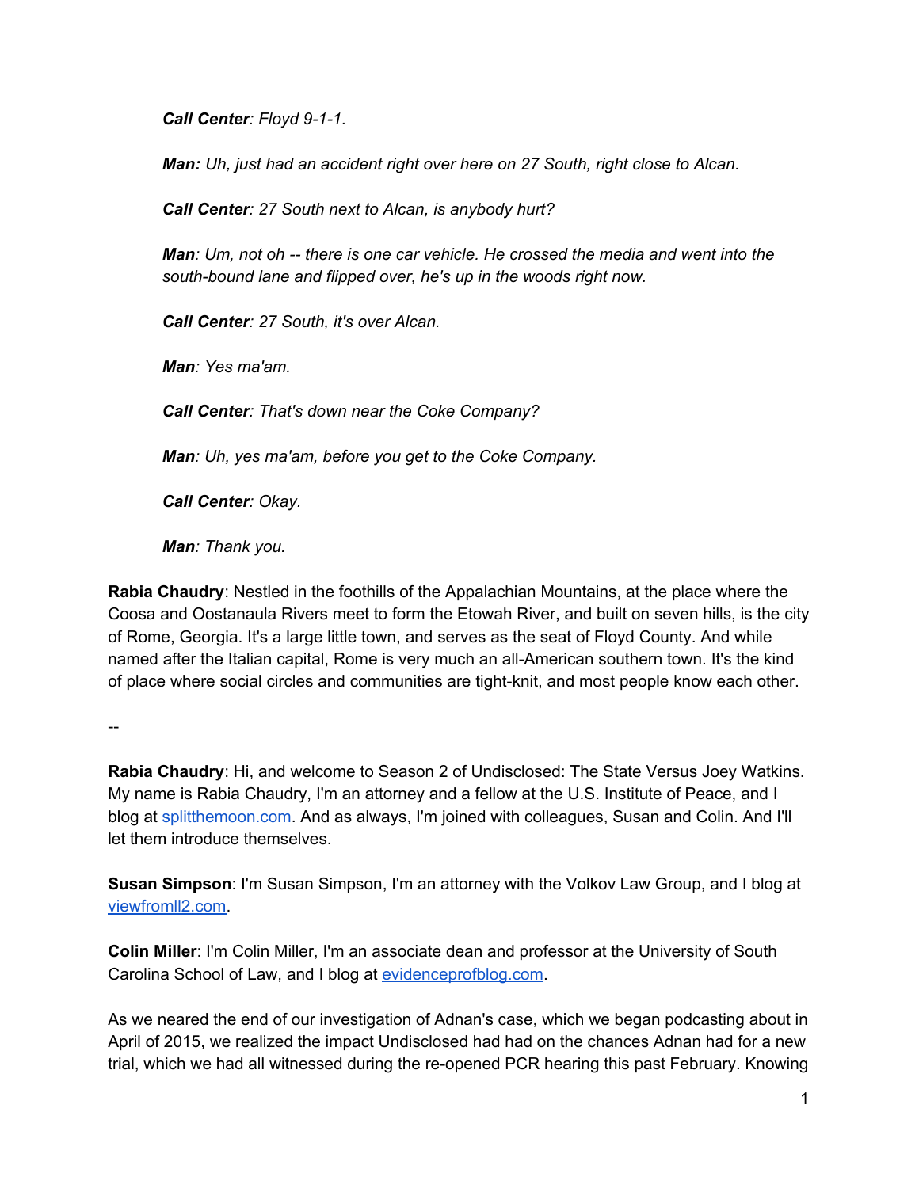***Call Center**: Floyd 9-1-1.*

***Man:** Uh, just had an accident right over here on 27 South, right close to Alcan.*

***Call Center**: 27 South next to Alcan, is anybody hurt?*

***Man**: Um, not oh -- there is one car vehicle. He crossed the media and went into the south-bound lane and flipped over, he's up in the woods right now.*

***Call Center**: 27 South, it's over Alcan.*

***Man**: Yes ma'am.*

***Call Center**: That's down near the Coke Company?*

***Man**: Uh, yes ma'am, before you get to the Coke Company.*

***Call Center**: Okay.*

***Man**: Thank you.*

**Rabia Chaudry**: Nestled in the foothills of the Appalachian Mountains, at the place where the Coosa and Oostanaula Rivers meet to form the Etowah River, and built on seven hills, is the city of Rome, Georgia. It's a large little town, and serves as the seat of Floyd County. And while named after the Italian capital, Rome is very much an all-American southern town. It's the kind of place where social circles and communities are tight-knit, and most people know each other.

--

**Rabia Chaudry**: Hi, and welcome to Season 2 of Undisclosed: The State Versus Joey Watkins. My name is Rabia Chaudry, I'm an attorney and a fellow at the U.S. Institute of Peace, and I blog at splitthemoon.com. And as always, I'm joined with colleagues, Susan and Colin. And I'll let them introduce themselves.

**Susan Simpson**: I'm Susan Simpson, I'm an attorney with the Volkov Law Group, and I blog at viewfromll2.com.

**Colin Miller**: I'm Colin Miller, I'm an associate dean and professor at the University of South Carolina School of Law, and I blog at evidenceprofblog.com.

As we neared the end of our investigation of Adnan's case, which we began podcasting about in April of 2015, we realized the impact Undisclosed had had on the chances Adnan had for a new trial, which we had all witnessed during the re-opened PCR hearing this past February. Knowing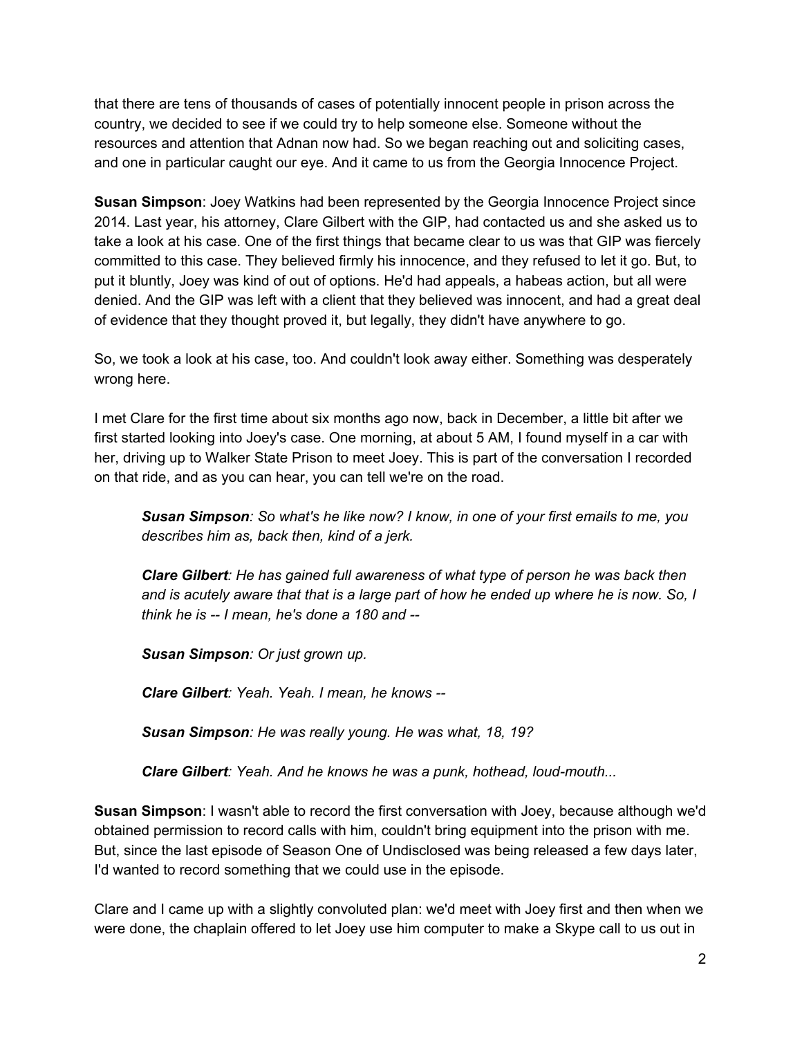that there are tens of thousands of cases of potentially innocent people in prison across the country, we decided to see if we could try to help someone else. Someone without the resources and attention that Adnan now had. So we began reaching out and soliciting cases, and one in particular caught our eye. And it came to us from the Georgia Innocence Project.

**Susan Simpson**: Joey Watkins had been represented by the Georgia Innocence Project since 2014. Last year, his attorney, Clare Gilbert with the GIP, had contacted us and she asked us to take a look at his case. One of the first things that became clear to us was that GIP was fiercely committed to this case. They believed firmly his innocence, and they refused to let it go. But, to put it bluntly, Joey was kind of out of options. He'd had appeals, a habeas action, but all were denied. And the GIP was left with a client that they believed was innocent, and had a great deal of evidence that they thought proved it, but legally, they didn't have anywhere to go.

So, we took a look at his case, too. And couldn't look away either. Something was desperately wrong here.

I met Clare for the first time about six months ago now, back in December, a little bit after we first started looking into Joey's case. One morning, at about 5 AM, I found myself in a car with her, driving up to Walker State Prison to meet Joey. This is part of the conversation I recorded on that ride, and as you can hear, you can tell we're on the road.

> ***Susan Simpson****: So what's he like now? I know, in one of your first emails to me, you describes him as, back then, kind of a jerk.*
>
> ***Clare Gilbert****: He has gained full awareness of what type of person he was back then and is acutely aware that that is a large part of how he ended up where he is now. So, I think he is -- I mean, he's done a 180 and --*
>
> ***Susan Simpson****: Or just grown up.*
>
> ***Clare Gilbert****: Yeah. Yeah. I mean, he knows --*
>
> ***Susan Simpson****: He was really young. He was what, 18, 19?*
>
> ***Clare Gilbert****: Yeah. And he knows he was a punk, hothead, loud-mouth...*

**Susan Simpson**: I wasn't able to record the first conversation with Joey, because although we'd obtained permission to record calls with him, couldn't bring equipment into the prison with me. But, since the last episode of Season One of Undisclosed was being released a few days later, I'd wanted to record something that we could use in the episode.

Clare and I came up with a slightly convoluted plan: we'd meet with Joey first and then when we were done, the chaplain offered to let Joey use him computer to make a Skype call to us out in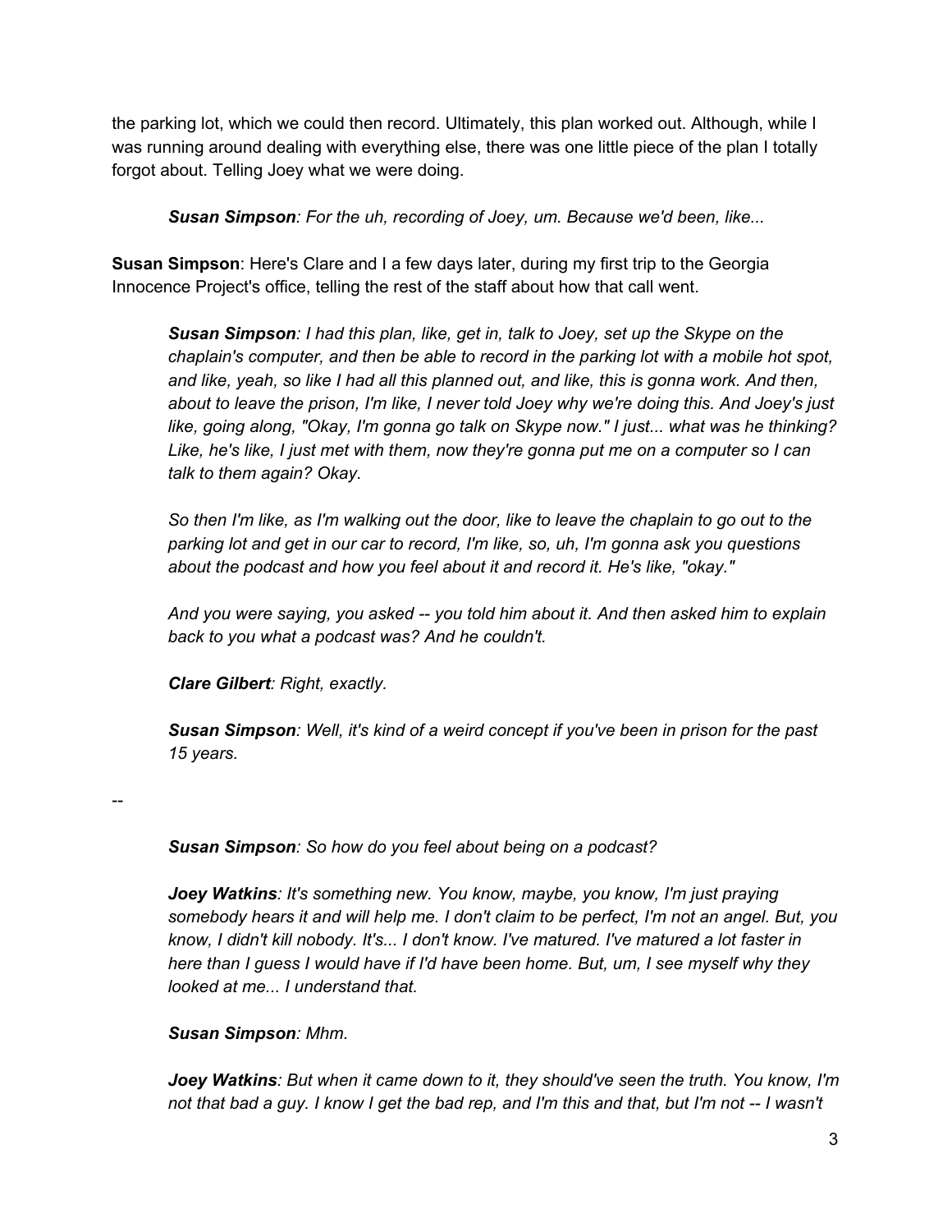the parking lot, which we could then record. Ultimately, this plan worked out. Although, while I was running around dealing with everything else, there was one little piece of the plan I totally forgot about. Telling Joey what we were doing.

> ***Susan Simpson****: For the uh, recording of Joey, um. Because we'd been, like...*

**Susan Simpson**: Here's Clare and I a few days later, during my first trip to the Georgia Innocence Project's office, telling the rest of the staff about how that call went.

> ***Susan Simpson****: I had this plan, like, get in, talk to Joey, set up the Skype on the chaplain's computer, and then be able to record in the parking lot with a mobile hot spot, and like, yeah, so like I had all this planned out, and like, this is gonna work. And then, about to leave the prison, I'm like, I never told Joey why we're doing this. And Joey's just like, going along, "Okay, I'm gonna go talk on Skype now." I just... what was he thinking? Like, he's like, I just met with them, now they're gonna put me on a computer so I can talk to them again? Okay.*
>
> *So then I'm like, as I'm walking out the door, like to leave the chaplain to go out to the parking lot and get in our car to record, I'm like, so, uh, I'm gonna ask you questions about the podcast and how you feel about it and record it. He's like, "okay."*
>
> *And you were saying, you asked -- you told him about it. And then asked him to explain back to you what a podcast was? And he couldn't.*
>
> ***Clare Gilbert****: Right, exactly.*
>
> ***Susan Simpson****: Well, it's kind of a weird concept if you've been in prison for the past 15 years.*

--

> ***Susan Simpson****: So how do you feel about being on a podcast?*
>
> ***Joey Watkins****: It's something new. You know, maybe, you know, I'm just praying somebody hears it and will help me. I don't claim to be perfect, I'm not an angel. But, you know, I didn't kill nobody. It's... I don't know. I've matured. I've matured a lot faster in here than I guess I would have if I'd have been home. But, um, I see myself why they looked at me... I understand that.*
>
> ***Susan Simpson****: Mhm.*
>
> ***Joey Watkins****: But when it came down to it, they should've seen the truth. You know, I'm not that bad a guy. I know I get the bad rep, and I'm this and that, but I'm not -- I wasn't*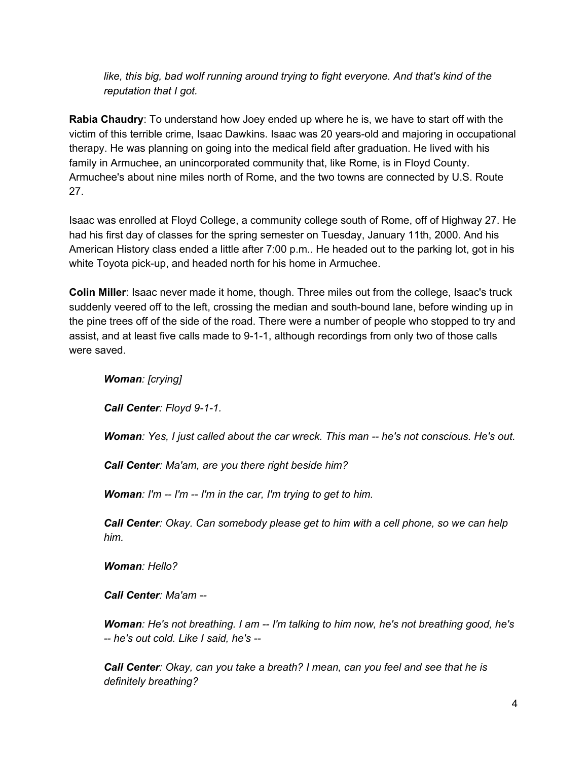*like, this big, bad wolf running around trying to fight everyone. And that's kind of the reputation that I got.*

**Rabia Chaudry**: To understand how Joey ended up where he is, we have to start off with the victim of this terrible crime, Isaac Dawkins. Isaac was 20 years-old and majoring in occupational therapy. He was planning on going into the medical field after graduation. He lived with his family in Armuchee, an unincorporated community that, like Rome, is in Floyd County. Armuchee's about nine miles north of Rome, and the two towns are connected by U.S. Route 27.

Isaac was enrolled at Floyd College, a community college south of Rome, off of Highway 27. He had his first day of classes for the spring semester on Tuesday, January 11th, 2000. And his American History class ended a little after 7:00 p.m.. He headed out to the parking lot, got in his white Toyota pick-up, and headed north for his home in Armuchee.

**Colin Miller**: Isaac never made it home, though. Three miles out from the college, Isaac's truck suddenly veered off to the left, crossing the median and south-bound lane, before winding up in the pine trees off of the side of the road. There were a number of people who stopped to try and assist, and at least five calls made to 9-1-1, although recordings from only two of those calls were saved.

> ***Woman**: [crying]*
>
> ***Call Center**: Floyd 9-1-1.*
>
> ***Woman**: Yes, I just called about the car wreck. This man -- he's not conscious. He's out.*
>
> ***Call Center**: Ma'am, are you there right beside him?*
>
> ***Woman**: I'm -- I'm -- I'm in the car, I'm trying to get to him.*
>
> ***Call Center**: Okay. Can somebody please get to him with a cell phone, so we can help him.*
>
> ***Woman**: Hello?*
>
> ***Call Center**: Ma'am --*
>
> ***Woman**: He's not breathing. I am -- I'm talking to him now, he's not breathing good, he's -- he's out cold. Like I said, he's --*
>
> ***Call Center**: Okay, can you take a breath? I mean, can you feel and see that he is definitely breathing?*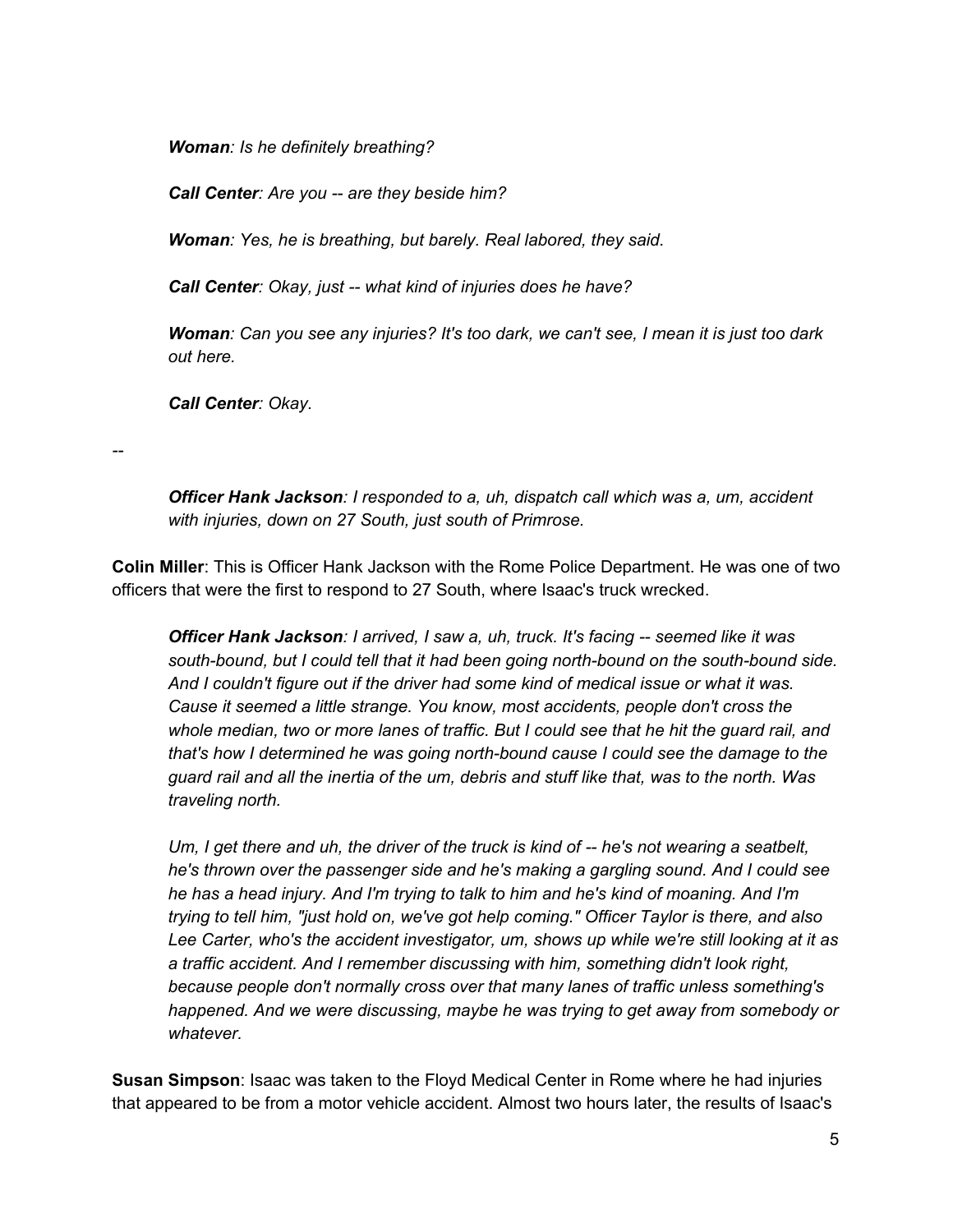> ***Woman**: Is he definitely breathing?*
>
> ***Call Center**: Are you -- are they beside him?*
>
> ***Woman**: Yes, he is breathing, but barely. Real labored, they said.*
>
> ***Call Center**: Okay, just -- what kind of injuries does he have?*
>
> ***Woman**: Can you see any injuries? It's too dark, we can't see, I mean it is just too dark out here.*
>
> ***Call Center**: Okay.*

--

> ***Officer Hank Jackson**: I responded to a, uh, dispatch call which was a, um, accident with injuries, down on 27 South, just south of Primrose.*

**Colin Miller**: This is Officer Hank Jackson with the Rome Police Department. He was one of two officers that were the first to respond to 27 South, where Isaac's truck wrecked.

> ***Officer Hank Jackson**: I arrived, I saw a, uh, truck. It's facing -- seemed like it was south-bound, but I could tell that it had been going north-bound on the south-bound side. And I couldn't figure out if the driver had some kind of medical issue or what it was. Cause it seemed a little strange. You know, most accidents, people don't cross the whole median, two or more lanes of traffic. But I could see that he hit the guard rail, and that's how I determined he was going north-bound cause I could see the damage to the guard rail and all the inertia of the um, debris and stuff like that, was to the north. Was traveling north.*
>
> *Um, I get there and uh, the driver of the truck is kind of -- he's not wearing a seatbelt, he's thrown over the passenger side and he's making a gargling sound. And I could see he has a head injury. And I'm trying to talk to him and he's kind of moaning. And I'm trying to tell him, "just hold on, we've got help coming." Officer Taylor is there, and also Lee Carter, who's the accident investigator, um, shows up while we're still looking at it as a traffic accident. And I remember discussing with him, something didn't look right, because people don't normally cross over that many lanes of traffic unless something's happened. And we were discussing, maybe he was trying to get away from somebody or whatever.*

**Susan Simpson**: Isaac was taken to the Floyd Medical Center in Rome where he had injuries that appeared to be from a motor vehicle accident. Almost two hours later, the results of Isaac's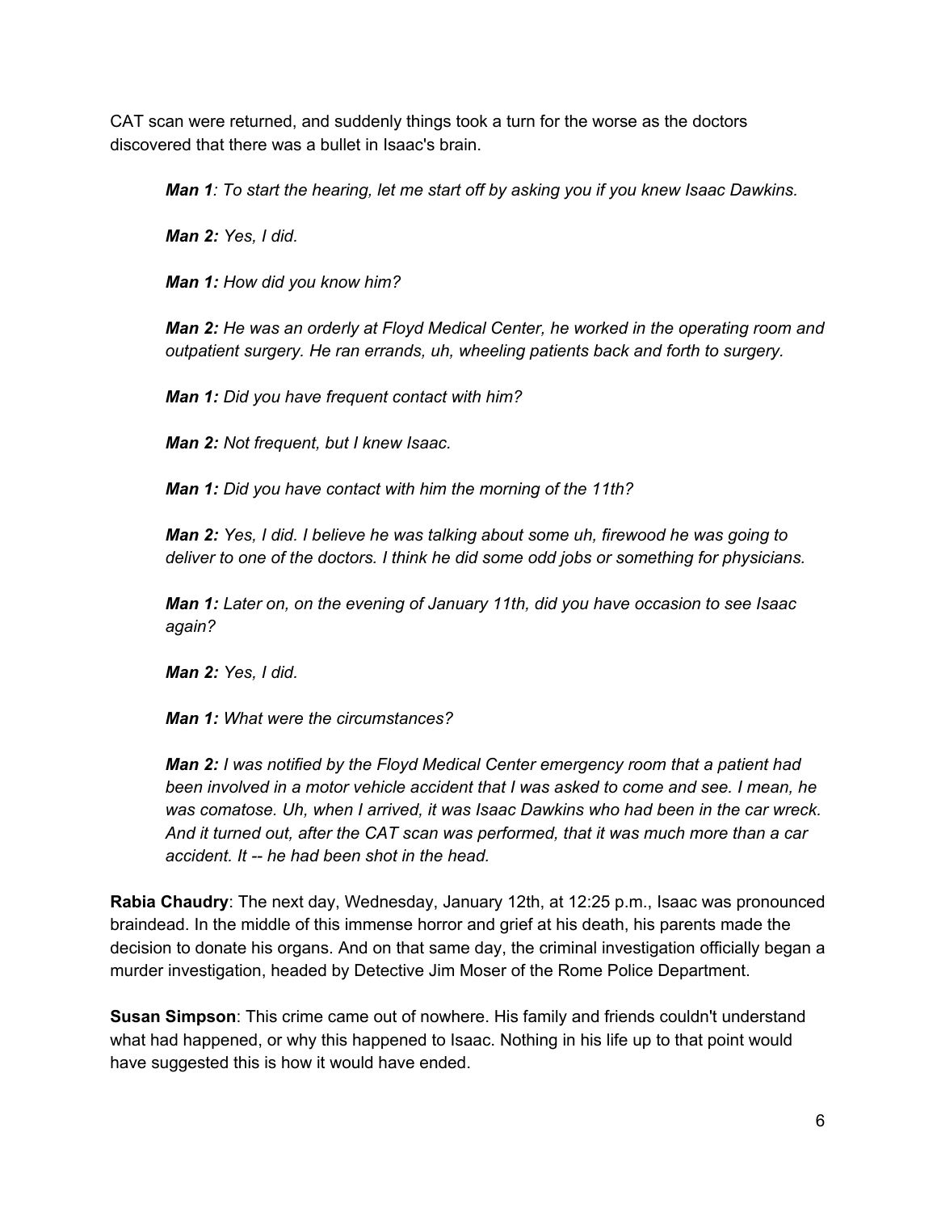CAT scan were returned, and suddenly things took a turn for the worse as the doctors discovered that there was a bullet in Isaac's brain.

> ***Man 1**: To start the hearing, let me start off by asking you if you knew Isaac Dawkins.*
>
> ***Man 2:** Yes, I did.*
>
> ***Man 1:** How did you know him?*
>
> ***Man 2:** He was an orderly at Floyd Medical Center, he worked in the operating room and outpatient surgery. He ran errands, uh, wheeling patients back and forth to surgery.*
>
> ***Man 1:** Did you have frequent contact with him?*
>
> ***Man 2:** Not frequent, but I knew Isaac.*
>
> ***Man 1:** Did you have contact with him the morning of the 11th?*
>
> ***Man 2:** Yes, I did. I believe he was talking about some uh, firewood he was going to deliver to one of the doctors. I think he did some odd jobs or something for physicians.*
>
> ***Man 1:** Later on, on the evening of January 11th, did you have occasion to see Isaac again?*
>
> ***Man 2:** Yes, I did.*
>
> ***Man 1:** What were the circumstances?*
>
> ***Man 2:** I was notified by the Floyd Medical Center emergency room that a patient had been involved in a motor vehicle accident that I was asked to come and see. I mean, he was comatose. Uh, when I arrived, it was Isaac Dawkins who had been in the car wreck. And it turned out, after the CAT scan was performed, that it was much more than a car accident. It -- he had been shot in the head.*

**Rabia Chaudry**: The next day, Wednesday, January 12th, at 12:25 p.m., Isaac was pronounced braindead. In the middle of this immense horror and grief at his death, his parents made the decision to donate his organs. And on that same day, the criminal investigation officially began a murder investigation, headed by Detective Jim Moser of the Rome Police Department.

**Susan Simpson**: This crime came out of nowhere. His family and friends couldn't understand what had happened, or why this happened to Isaac. Nothing in his life up to that point would have suggested this is how it would have ended.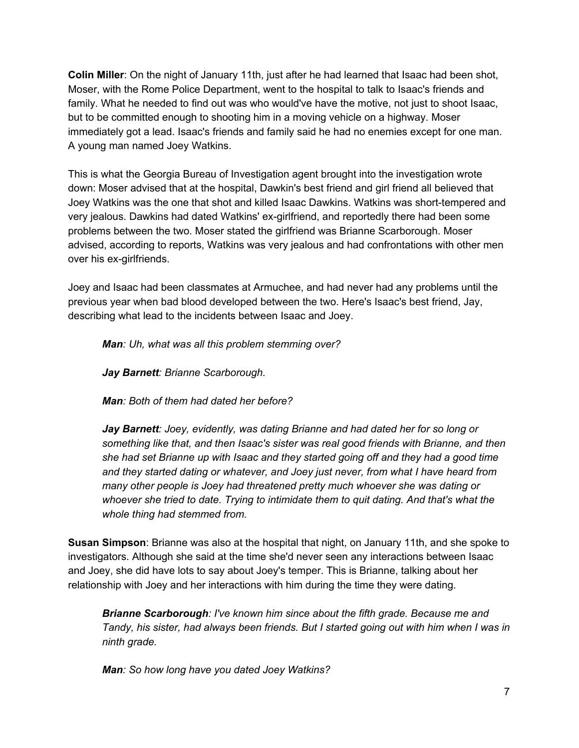**Colin Miller**: On the night of January 11th, just after he had learned that Isaac had been shot, Moser, with the Rome Police Department, went to the hospital to talk to Isaac's friends and family. What he needed to find out was who would've have the motive, not just to shoot Isaac, but to be committed enough to shooting him in a moving vehicle on a highway. Moser immediately got a lead. Isaac's friends and family said he had no enemies except for one man. A young man named Joey Watkins.

This is what the Georgia Bureau of Investigation agent brought into the investigation wrote down: Moser advised that at the hospital, Dawkin's best friend and girl friend all believed that Joey Watkins was the one that shot and killed Isaac Dawkins. Watkins was short-tempered and very jealous. Dawkins had dated Watkins' ex-girlfriend, and reportedly there had been some problems between the two. Moser stated the girlfriend was Brianne Scarborough. Moser advised, according to reports, Watkins was very jealous and had confrontations with other men over his ex-girlfriends.

Joey and Isaac had been classmates at Armuchee, and had never had any problems until the previous year when bad blood developed between the two. Here's Isaac's best friend, Jay, describing what lead to the incidents between Isaac and Joey.

> ***Man****: Uh, what was all this problem stemming over?*
>
> ***Jay Barnett****: Brianne Scarborough.*
>
> ***Man****: Both of them had dated her before?*
>
> ***Jay Barnett****: Joey, evidently, was dating Brianne and had dated her for so long or something like that, and then Isaac's sister was real good friends with Brianne, and then she had set Brianne up with Isaac and they started going off and they had a good time and they started dating or whatever, and Joey just never, from what I have heard from many other people is Joey had threatened pretty much whoever she was dating or whoever she tried to date. Trying to intimidate them to quit dating. And that's what the whole thing had stemmed from.*

**Susan Simpson**: Brianne was also at the hospital that night, on January 11th, and she spoke to investigators. Although she said at the time she'd never seen any interactions between Isaac and Joey, she did have lots to say about Joey's temper. This is Brianne, talking about her relationship with Joey and her interactions with him during the time they were dating.

> ***Brianne Scarborough****: I've known him since about the fifth grade. Because me and Tandy, his sister, had always been friends. But I started going out with him when I was in ninth grade.*
>
> ***Man****: So how long have you dated Joey Watkins?*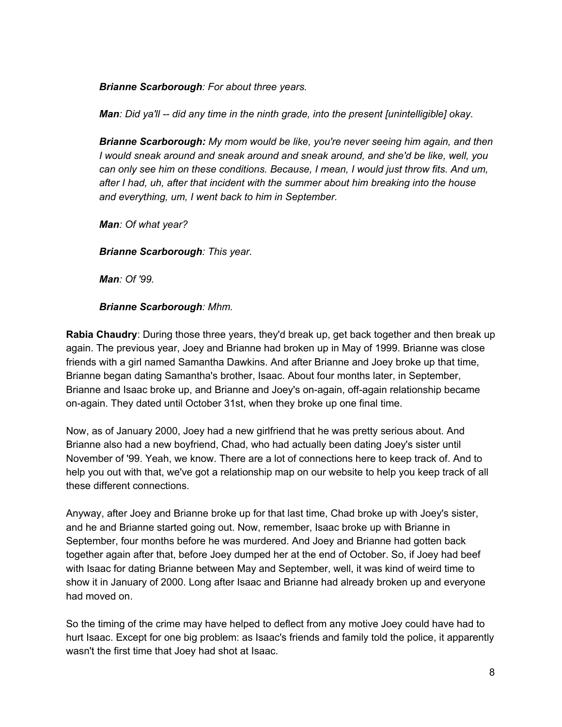***Brianne Scarborough**: For about three years.*

***Man**: Did ya'll -- did any time in the ninth grade, into the present [unintelligible] okay.*

***Brianne Scarborough:** My mom would be like, you're never seeing him again, and then I would sneak around and sneak around and sneak around, and she'd be like, well, you can only see him on these conditions. Because, I mean, I would just throw fits. And um, after I had, uh, after that incident with the summer about him breaking into the house and everything, um, I went back to him in September.*

***Man**: Of what year?*

***Brianne Scarborough**: This year.*

***Man**: Of '99.*

***Brianne Scarborough**: Mhm.*

**Rabia Chaudry**: During those three years, they'd break up, get back together and then break up again. The previous year, Joey and Brianne had broken up in May of 1999. Brianne was close friends with a girl named Samantha Dawkins. And after Brianne and Joey broke up that time, Brianne began dating Samantha's brother, Isaac. About four months later, in September, Brianne and Isaac broke up, and Brianne and Joey's on-again, off-again relationship became on-again. They dated until October 31st, when they broke up one final time.

Now, as of January 2000, Joey had a new girlfriend that he was pretty serious about. And Brianne also had a new boyfriend, Chad, who had actually been dating Joey's sister until November of '99. Yeah, we know. There are a lot of connections here to keep track of. And to help you out with that, we've got a relationship map on our website to help you keep track of all these different connections.

Anyway, after Joey and Brianne broke up for that last time, Chad broke up with Joey's sister, and he and Brianne started going out. Now, remember, Isaac broke up with Brianne in September, four months before he was murdered. And Joey and Brianne had gotten back together again after that, before Joey dumped her at the end of October. So, if Joey had beef with Isaac for dating Brianne between May and September, well, it was kind of weird time to show it in January of 2000. Long after Isaac and Brianne had already broken up and everyone had moved on.

So the timing of the crime may have helped to deflect from any motive Joey could have had to hurt Isaac. Except for one big problem: as Isaac's friends and family told the police, it apparently wasn't the first time that Joey had shot at Isaac.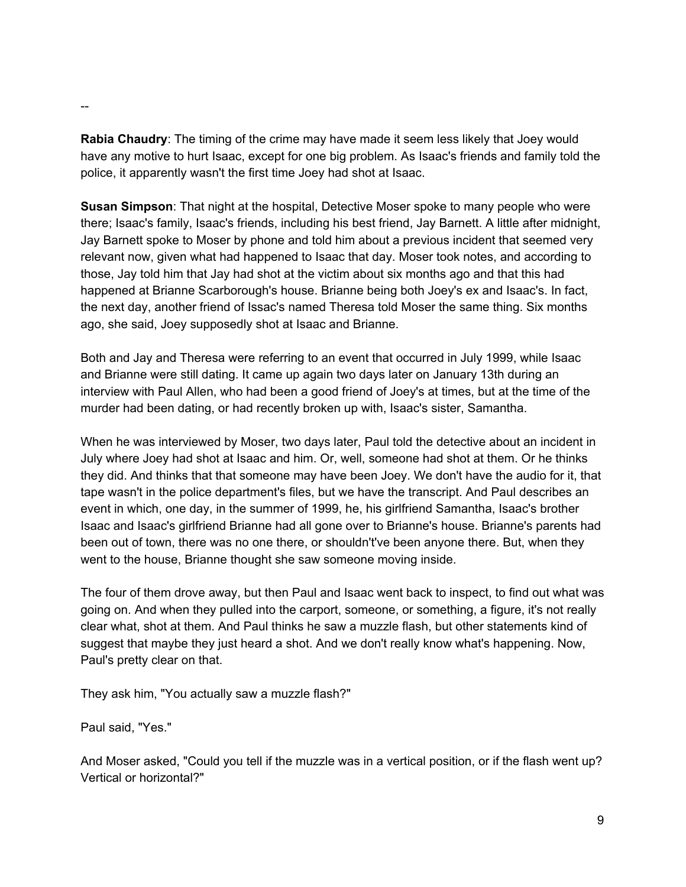--

**Rabia Chaudry**: The timing of the crime may have made it seem less likely that Joey would have any motive to hurt Isaac, except for one big problem. As Isaac's friends and family told the police, it apparently wasn't the first time Joey had shot at Isaac.

**Susan Simpson**: That night at the hospital, Detective Moser spoke to many people who were there; Isaac's family, Isaac's friends, including his best friend, Jay Barnett. A little after midnight, Jay Barnett spoke to Moser by phone and told him about a previous incident that seemed very relevant now, given what had happened to Isaac that day. Moser took notes, and according to those, Jay told him that Jay had shot at the victim about six months ago and that this had happened at Brianne Scarborough's house. Brianne being both Joey's ex and Isaac's. In fact, the next day, another friend of Issac's named Theresa told Moser the same thing. Six months ago, she said, Joey supposedly shot at Isaac and Brianne.

Both and Jay and Theresa were referring to an event that occurred in July 1999, while Isaac and Brianne were still dating. It came up again two days later on January 13th during an interview with Paul Allen, who had been a good friend of Joey's at times, but at the time of the murder had been dating, or had recently broken up with, Isaac's sister, Samantha.

When he was interviewed by Moser, two days later, Paul told the detective about an incident in July where Joey had shot at Isaac and him. Or, well, someone had shot at them. Or he thinks they did. And thinks that that someone may have been Joey. We don't have the audio for it, that tape wasn't in the police department's files, but we have the transcript. And Paul describes an event in which, one day, in the summer of 1999, he, his girlfriend Samantha, Isaac's brother Isaac and Isaac's girlfriend Brianne had all gone over to Brianne's house. Brianne's parents had been out of town, there was no one there, or shouldn't've been anyone there. But, when they went to the house, Brianne thought she saw someone moving inside.

The four of them drove away, but then Paul and Isaac went back to inspect, to find out what was going on. And when they pulled into the carport, someone, or something, a figure, it's not really clear what, shot at them. And Paul thinks he saw a muzzle flash, but other statements kind of suggest that maybe they just heard a shot. And we don't really know what's happening. Now, Paul's pretty clear on that.

They ask him, "You actually saw a muzzle flash?"

Paul said, "Yes."

And Moser asked, "Could you tell if the muzzle was in a vertical position, or if the flash went up? Vertical or horizontal?"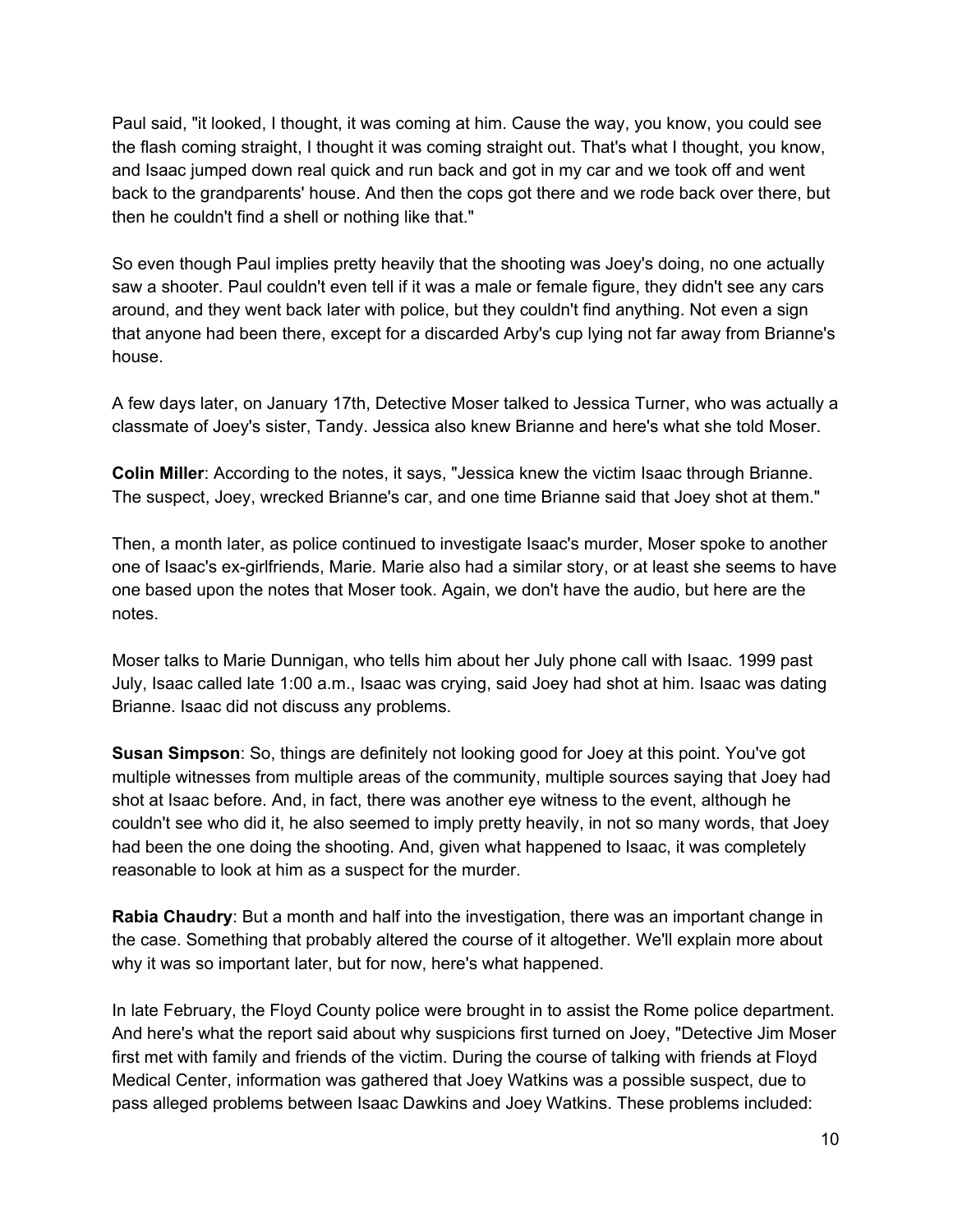Paul said, "it looked, I thought, it was coming at him. Cause the way, you know, you could see the flash coming straight, I thought it was coming straight out. That's what I thought, you know, and Isaac jumped down real quick and run back and got in my car and we took off and went back to the grandparents' house. And then the cops got there and we rode back over there, but then he couldn't find a shell or nothing like that."

So even though Paul implies pretty heavily that the shooting was Joey's doing, no one actually saw a shooter. Paul couldn't even tell if it was a male or female figure, they didn't see any cars around, and they went back later with police, but they couldn't find anything. Not even a sign that anyone had been there, except for a discarded Arby's cup lying not far away from Brianne's house.

A few days later, on January 17th, Detective Moser talked to Jessica Turner, who was actually a classmate of Joey's sister, Tandy. Jessica also knew Brianne and here's what she told Moser.

**Colin Miller**: According to the notes, it says, "Jessica knew the victim Isaac through Brianne. The suspect, Joey, wrecked Brianne's car, and one time Brianne said that Joey shot at them."

Then, a month later, as police continued to investigate Isaac's murder, Moser spoke to another one of Isaac's ex-girlfriends, Marie. Marie also had a similar story, or at least she seems to have one based upon the notes that Moser took. Again, we don't have the audio, but here are the notes.

Moser talks to Marie Dunnigan, who tells him about her July phone call with Isaac. 1999 past July, Isaac called late 1:00 a.m., Isaac was crying, said Joey had shot at him. Isaac was dating Brianne. Isaac did not discuss any problems.

**Susan Simpson**: So, things are definitely not looking good for Joey at this point. You've got multiple witnesses from multiple areas of the community, multiple sources saying that Joey had shot at Isaac before. And, in fact, there was another eye witness to the event, although he couldn't see who did it, he also seemed to imply pretty heavily, in not so many words, that Joey had been the one doing the shooting. And, given what happened to Isaac, it was completely reasonable to look at him as a suspect for the murder.

**Rabia Chaudry**: But a month and half into the investigation, there was an important change in the case. Something that probably altered the course of it altogether. We'll explain more about why it was so important later, but for now, here's what happened.

In late February, the Floyd County police were brought in to assist the Rome police department. And here's what the report said about why suspicions first turned on Joey, "Detective Jim Moser first met with family and friends of the victim. During the course of talking with friends at Floyd Medical Center, information was gathered that Joey Watkins was a possible suspect, due to pass alleged problems between Isaac Dawkins and Joey Watkins. These problems included: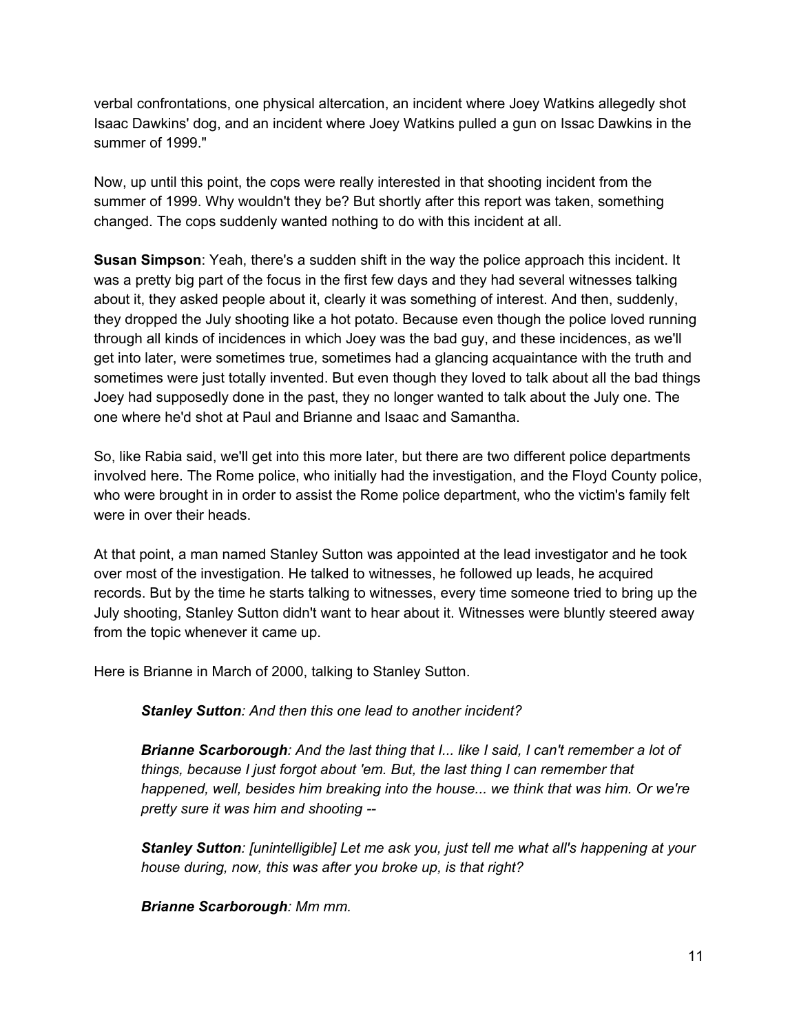verbal confrontations, one physical altercation, an incident where Joey Watkins allegedly shot Isaac Dawkins' dog, and an incident where Joey Watkins pulled a gun on Issac Dawkins in the summer of 1999."

Now, up until this point, the cops were really interested in that shooting incident from the summer of 1999. Why wouldn't they be? But shortly after this report was taken, something changed. The cops suddenly wanted nothing to do with this incident at all.

**Susan Simpson**: Yeah, there's a sudden shift in the way the police approach this incident. It was a pretty big part of the focus in the first few days and they had several witnesses talking about it, they asked people about it, clearly it was something of interest. And then, suddenly, they dropped the July shooting like a hot potato. Because even though the police loved running through all kinds of incidences in which Joey was the bad guy, and these incidences, as we'll get into later, were sometimes true, sometimes had a glancing acquaintance with the truth and sometimes were just totally invented. But even though they loved to talk about all the bad things Joey had supposedly done in the past, they no longer wanted to talk about the July one. The one where he'd shot at Paul and Brianne and Isaac and Samantha.

So, like Rabia said, we'll get into this more later, but there are two different police departments involved here. The Rome police, who initially had the investigation, and the Floyd County police, who were brought in in order to assist the Rome police department, who the victim's family felt were in over their heads.

At that point, a man named Stanley Sutton was appointed at the lead investigator and he took over most of the investigation. He talked to witnesses, he followed up leads, he acquired records. But by the time he starts talking to witnesses, every time someone tried to bring up the July shooting, Stanley Sutton didn't want to hear about it. Witnesses were bluntly steered away from the topic whenever it came up.

Here is Brianne in March of 2000, talking to Stanley Sutton.

> ***Stanley Sutton****: And then this one lead to another incident?*
>
> ***Brianne Scarborough****: And the last thing that I... like I said, I can't remember a lot of things, because I just forgot about 'em. But, the last thing I can remember that happened, well, besides him breaking into the house... we think that was him. Or we're pretty sure it was him and shooting --*
>
> ***Stanley Sutton****: [unintelligible] Let me ask you, just tell me what all's happening at your house during, now, this was after you broke up, is that right?*
>
> ***Brianne Scarborough****: Mm mm.*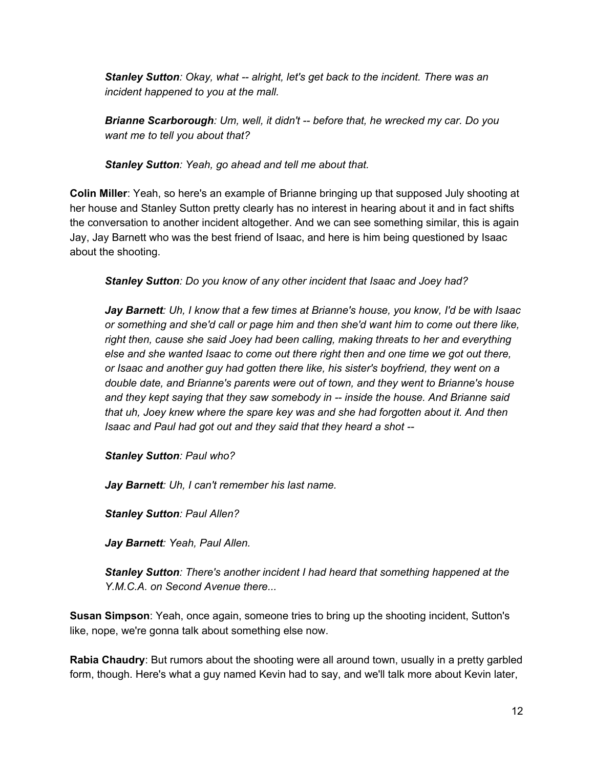> ***Stanley Sutton**: Okay, what -- alright, let's get back to the incident. There was an incident happened to you at the mall.*
>
> ***Brianne Scarborough**: Um, well, it didn't -- before that, he wrecked my car. Do you want me to tell you about that?*
>
> ***Stanley Sutton**: Yeah, go ahead and tell me about that.*

**Colin Miller**: Yeah, so here's an example of Brianne bringing up that supposed July shooting at her house and Stanley Sutton pretty clearly has no interest in hearing about it and in fact shifts the conversation to another incident altogether. And we can see something similar, this is again Jay, Jay Barnett who was the best friend of Isaac, and here is him being questioned by Isaac about the shooting.

> ***Stanley Sutton**: Do you know of any other incident that Isaac and Joey had?*
>
> ***Jay Barnett**: Uh, I know that a few times at Brianne's house, you know, I'd be with Isaac or something and she'd call or page him and then she'd want him to come out there like, right then, cause she said Joey had been calling, making threats to her and everything else and she wanted Isaac to come out there right then and one time we got out there, or Isaac and another guy had gotten there like, his sister's boyfriend, they went on a double date, and Brianne's parents were out of town, and they went to Brianne's house and they kept saying that they saw somebody in -- inside the house. And Brianne said that uh, Joey knew where the spare key was and she had forgotten about it. And then Isaac and Paul had got out and they said that they heard a shot --*
>
> ***Stanley Sutton**: Paul who?*
>
> ***Jay Barnett**: Uh, I can't remember his last name.*
>
> ***Stanley Sutton**: Paul Allen?*
>
> ***Jay Barnett**: Yeah, Paul Allen.*
>
> ***Stanley Sutton**: There's another incident I had heard that something happened at the Y.M.C.A. on Second Avenue there...*

**Susan Simpson**: Yeah, once again, someone tries to bring up the shooting incident, Sutton's like, nope, we're gonna talk about something else now.

**Rabia Chaudry**: But rumors about the shooting were all around town, usually in a pretty garbled form, though. Here's what a guy named Kevin had to say, and we'll talk more about Kevin later,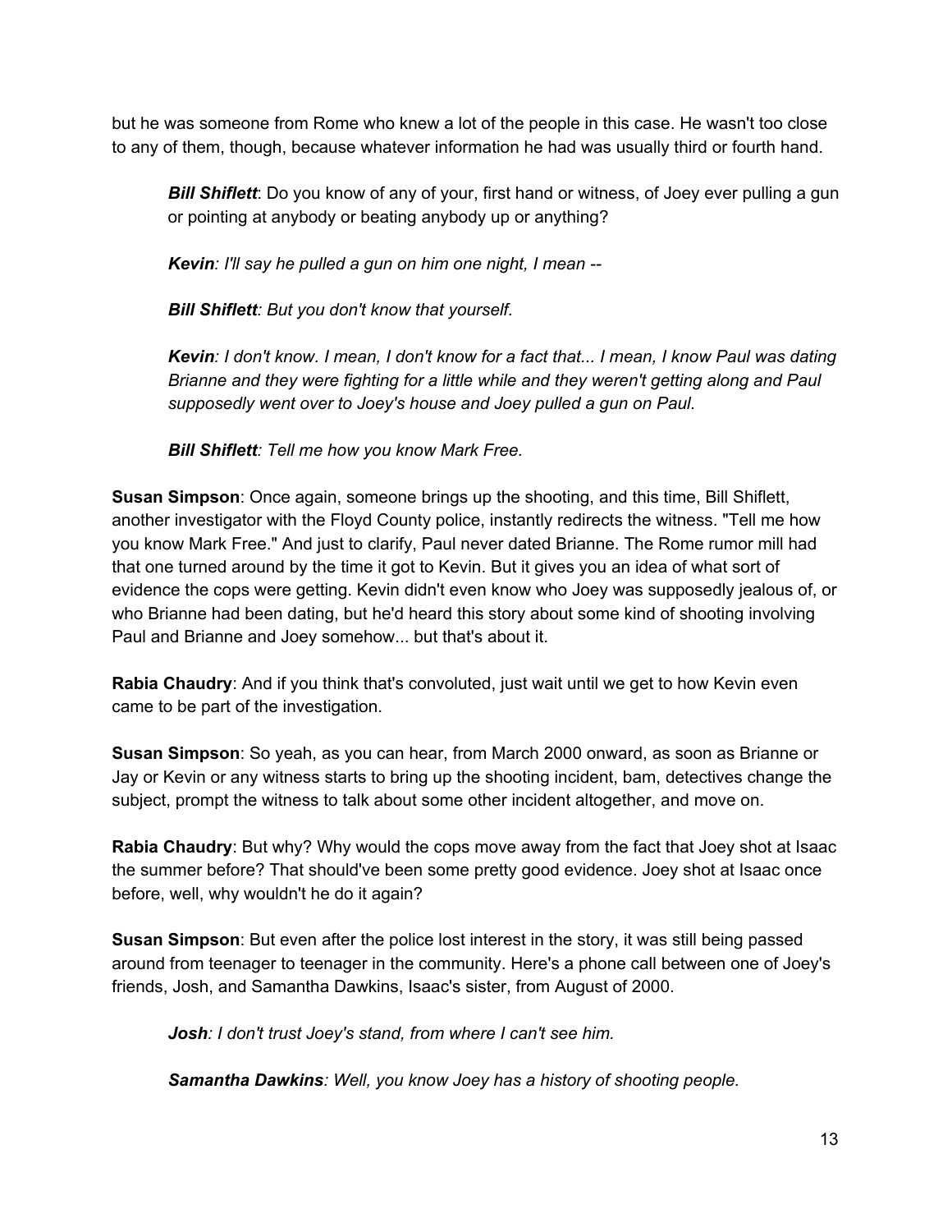but he was someone from Rome who knew a lot of the people in this case. He wasn't too close to any of them, though, because whatever information he had was usually third or fourth hand.

> ***Bill Shiflett***: Do you know of any of your, first hand or witness, of Joey ever pulling a gun or pointing at anybody or beating anybody up or anything?
>
> ***Kevin**: I'll say he pulled a gun on him one night, I mean --*
>
> ***Bill Shiflett**: But you don't know that yourself.*
>
> ***Kevin**: I don't know. I mean, I don't know for a fact that... I mean, I know Paul was dating Brianne and they were fighting for a little while and they weren't getting along and Paul supposedly went over to Joey's house and Joey pulled a gun on Paul.*
>
> ***Bill Shiflett**: Tell me how you know Mark Free.*

**Susan Simpson**: Once again, someone brings up the shooting, and this time, Bill Shiflett, another investigator with the Floyd County police, instantly redirects the witness. "Tell me how you know Mark Free." And just to clarify, Paul never dated Brianne. The Rome rumor mill had that one turned around by the time it got to Kevin. But it gives you an idea of what sort of evidence the cops were getting. Kevin didn't even know who Joey was supposedly jealous of, or who Brianne had been dating, but he'd heard this story about some kind of shooting involving Paul and Brianne and Joey somehow... but that's about it.

**Rabia Chaudry**: And if you think that's convoluted, just wait until we get to how Kevin even came to be part of the investigation.

**Susan Simpson**: So yeah, as you can hear, from March 2000 onward, as soon as Brianne or Jay or Kevin or any witness starts to bring up the shooting incident, bam, detectives change the subject, prompt the witness to talk about some other incident altogether, and move on.

**Rabia Chaudry**: But why? Why would the cops move away from the fact that Joey shot at Isaac the summer before? That should've been some pretty good evidence. Joey shot at Isaac once before, well, why wouldn't he do it again?

**Susan Simpson**: But even after the police lost interest in the story, it was still being passed around from teenager to teenager in the community. Here's a phone call between one of Joey's friends, Josh, and Samantha Dawkins, Isaac's sister, from August of 2000.

> ***Josh**: I don't trust Joey's stand, from where I can't see him.*
>
> ***Samantha Dawkins**: Well, you know Joey has a history of shooting people.*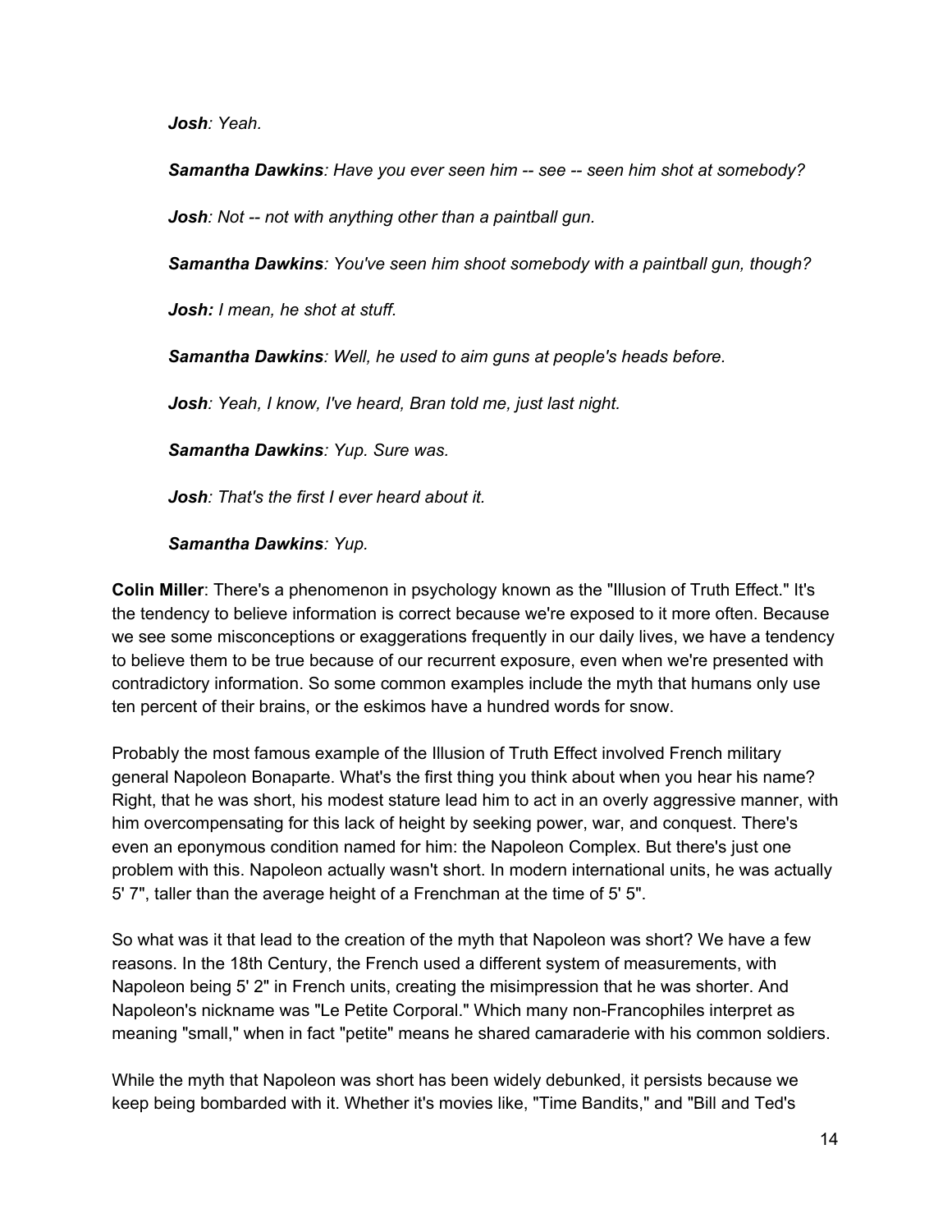***Josh**: Yeah.*

***Samantha Dawkins**: Have you ever seen him -- see -- seen him shot at somebody?*

***Josh**: Not -- not with anything other than a paintball gun.*

***Samantha Dawkins**: You've seen him shoot somebody with a paintball gun, though?*

***Josh:** I mean, he shot at stuff.*

***Samantha Dawkins**: Well, he used to aim guns at people's heads before.*

***Josh**: Yeah, I know, I've heard, Bran told me, just last night.*

***Samantha Dawkins**: Yup. Sure was.*

***Josh**: That's the first I ever heard about it.*

***Samantha Dawkins**: Yup.*

**Colin Miller**: There's a phenomenon in psychology known as the "Illusion of Truth Effect." It's the tendency to believe information is correct because we're exposed to it more often. Because we see some misconceptions or exaggerations frequently in our daily lives, we have a tendency to believe them to be true because of our recurrent exposure, even when we're presented with contradictory information. So some common examples include the myth that humans only use ten percent of their brains, or the eskimos have a hundred words for snow.

Probably the most famous example of the Illusion of Truth Effect involved French military general Napoleon Bonaparte. What's the first thing you think about when you hear his name? Right, that he was short, his modest stature lead him to act in an overly aggressive manner, with him overcompensating for this lack of height by seeking power, war, and conquest. There's even an eponymous condition named for him: the Napoleon Complex. But there's just one problem with this. Napoleon actually wasn't short. In modern international units, he was actually 5' 7", taller than the average height of a Frenchman at the time of 5' 5".

So what was it that lead to the creation of the myth that Napoleon was short? We have a few reasons. In the 18th Century, the French used a different system of measurements, with Napoleon being 5' 2" in French units, creating the misimpression that he was shorter. And Napoleon's nickname was "Le Petite Corporal." Which many non-Francophiles interpret as meaning "small," when in fact "petite" means he shared camaraderie with his common soldiers.

While the myth that Napoleon was short has been widely debunked, it persists because we keep being bombarded with it. Whether it's movies like, "Time Bandits," and "Bill and Ted's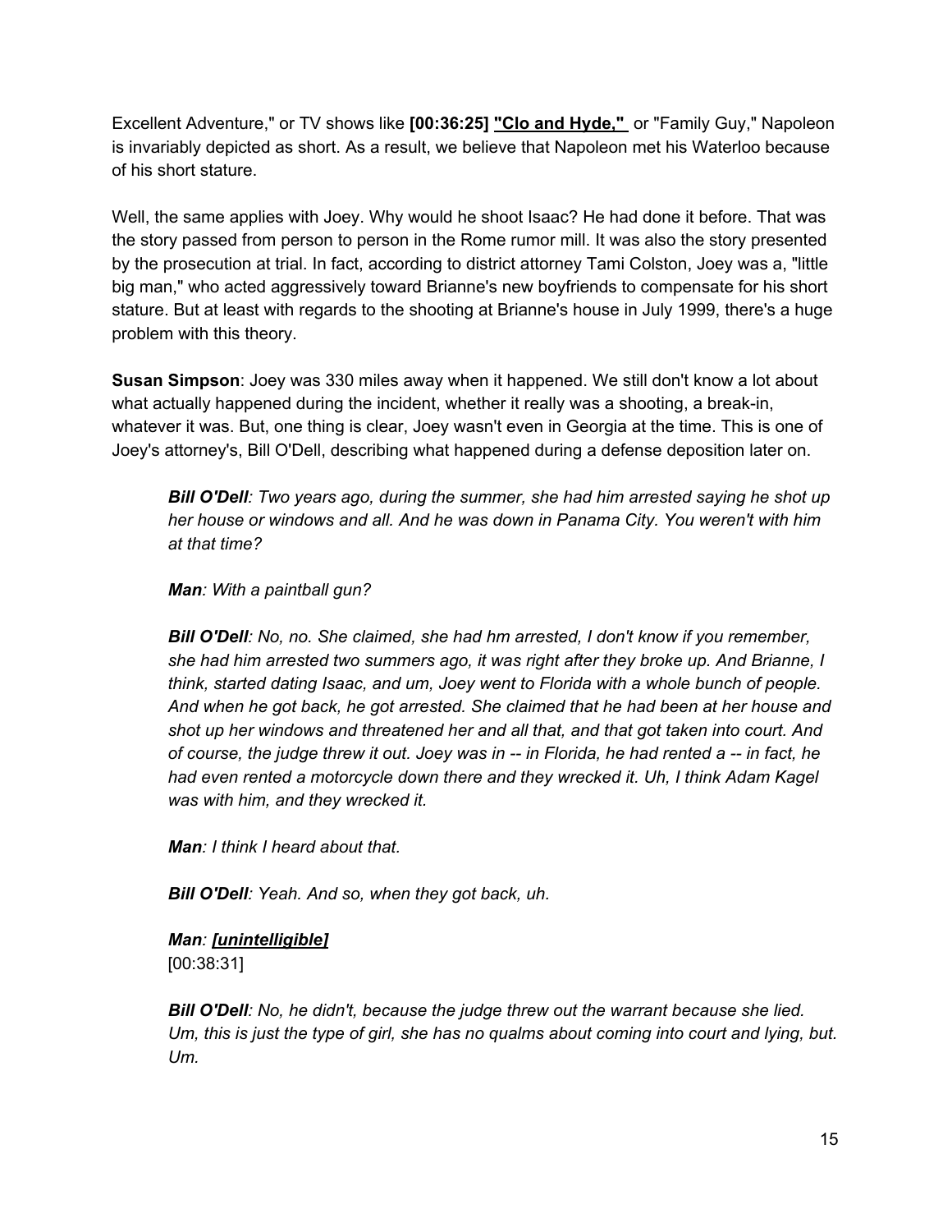Excellent Adventure," or TV shows like **[00:36:25]** **"Clo and Hyde,"** or "Family Guy," Napoleon is invariably depicted as short. As a result, we believe that Napoleon met his Waterloo because of his short stature.

Well, the same applies with Joey. Why would he shoot Isaac? He had done it before. That was the story passed from person to person in the Rome rumor mill. It was also the story presented by the prosecution at trial. In fact, according to district attorney Tami Colston, Joey was a, "little big man," who acted aggressively toward Brianne's new boyfriends to compensate for his short stature. But at least with regards to the shooting at Brianne's house in July 1999, there's a huge problem with this theory.

**Susan Simpson**: Joey was 330 miles away when it happened. We still don't know a lot about what actually happened during the incident, whether it really was a shooting, a break-in, whatever it was. But, one thing is clear, Joey wasn't even in Georgia at the time. This is one of Joey's attorney's, Bill O'Dell, describing what happened during a defense deposition later on.

> ***Bill O'Dell**: Two years ago, during the summer, she had him arrested saying he shot up her house or windows and all. And he was down in Panama City. You weren't with him at that time?*
>
> ***Man**: With a paintball gun?*
>
> ***Bill O'Dell**: No, no. She claimed, she had hm arrested, I don't know if you remember, she had him arrested two summers ago, it was right after they broke up. And Brianne, I think, started dating Isaac, and um, Joey went to Florida with a whole bunch of people. And when he got back, he got arrested. She claimed that he had been at her house and shot up her windows and threatened her and all that, and that got taken into court. And of course, the judge threw it out. Joey was in -- in Florida, he had rented a -- in fact, he had even rented a motorcycle down there and they wrecked it. Uh, I think Adam Kagel was with him, and they wrecked it.*
>
> ***Man**: I think I heard about that.*
>
> ***Bill O'Dell**: Yeah. And so, when they got back, uh.*
>
> ***Man**: **[unintelligible]***
> [00:38:31]
>
> ***Bill O'Dell**: No, he didn't, because the judge threw out the warrant because she lied. Um, this is just the type of girl, she has no qualms about coming into court and lying, but. Um.*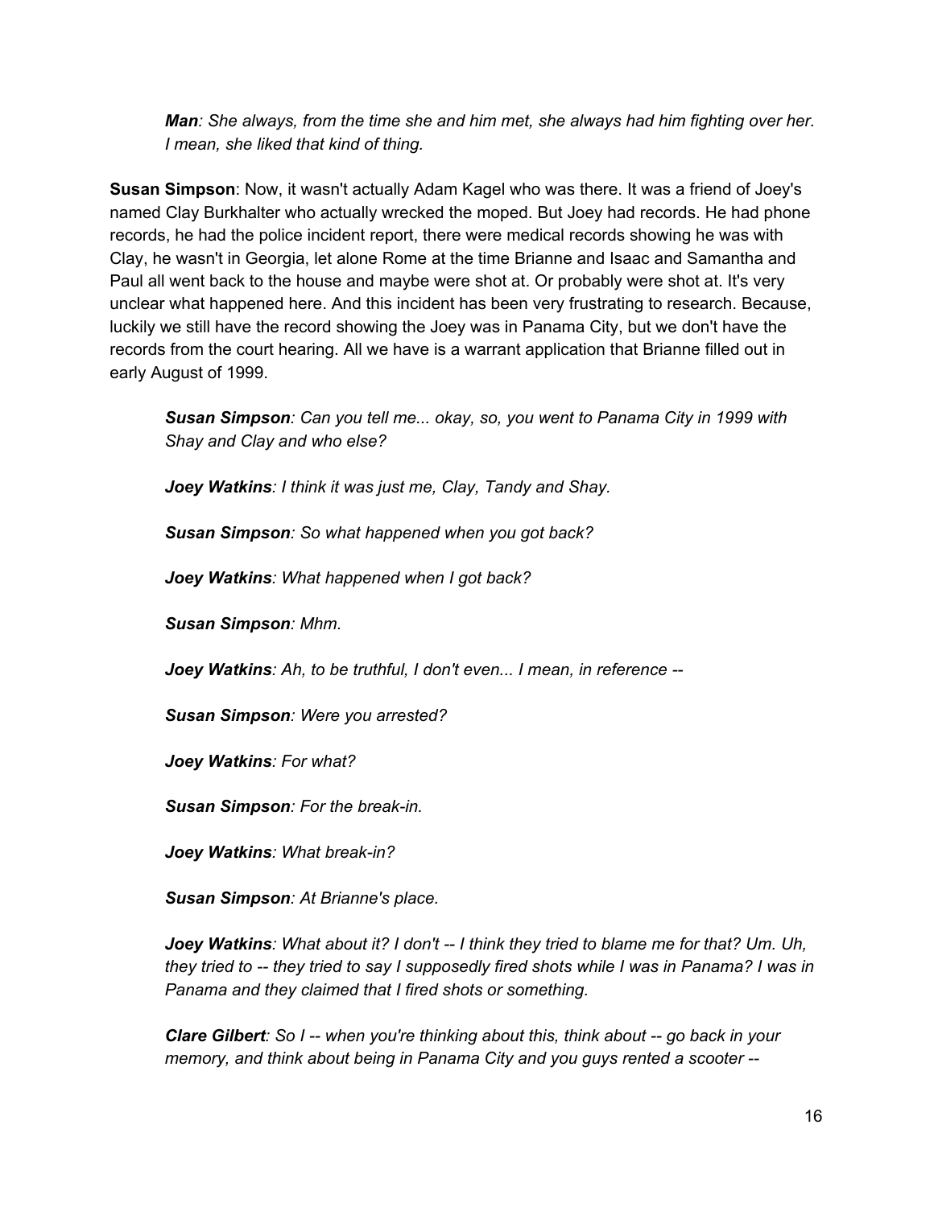***Man**: She always, from the time she and him met, she always had him fighting over her. I mean, she liked that kind of thing.*

**Susan Simpson**: Now, it wasn't actually Adam Kagel who was there. It was a friend of Joey's named Clay Burkhalter who actually wrecked the moped. But Joey had records. He had phone records, he had the police incident report, there were medical records showing he was with Clay, he wasn't in Georgia, let alone Rome at the time Brianne and Isaac and Samantha and Paul all went back to the house and maybe were shot at. Or probably were shot at. It's very unclear what happened here. And this incident has been very frustrating to research. Because, luckily we still have the record showing the Joey was in Panama City, but we don't have the records from the court hearing. All we have is a warrant application that Brianne filled out in early August of 1999.

***Susan Simpson**: Can you tell me... okay, so, you went to Panama City in 1999 with Shay and Clay and who else?*

***Joey Watkins**: I think it was just me, Clay, Tandy and Shay.*

***Susan Simpson**: So what happened when you got back?*

***Joey Watkins**: What happened when I got back?*

***Susan Simpson**: Mhm.*

***Joey Watkins**: Ah, to be truthful, I don't even... I mean, in reference --*

***Susan Simpson**: Were you arrested?*

***Joey Watkins**: For what?*

***Susan Simpson**: For the break-in.*

***Joey Watkins**: What break-in?*

***Susan Simpson**: At Brianne's place.*

***Joey Watkins**: What about it? I don't -- I think they tried to blame me for that? Um. Uh, they tried to -- they tried to say I supposedly fired shots while I was in Panama? I was in Panama and they claimed that I fired shots or something.*

***Clare Gilbert**: So I -- when you're thinking about this, think about -- go back in your memory, and think about being in Panama City and you guys rented a scooter --*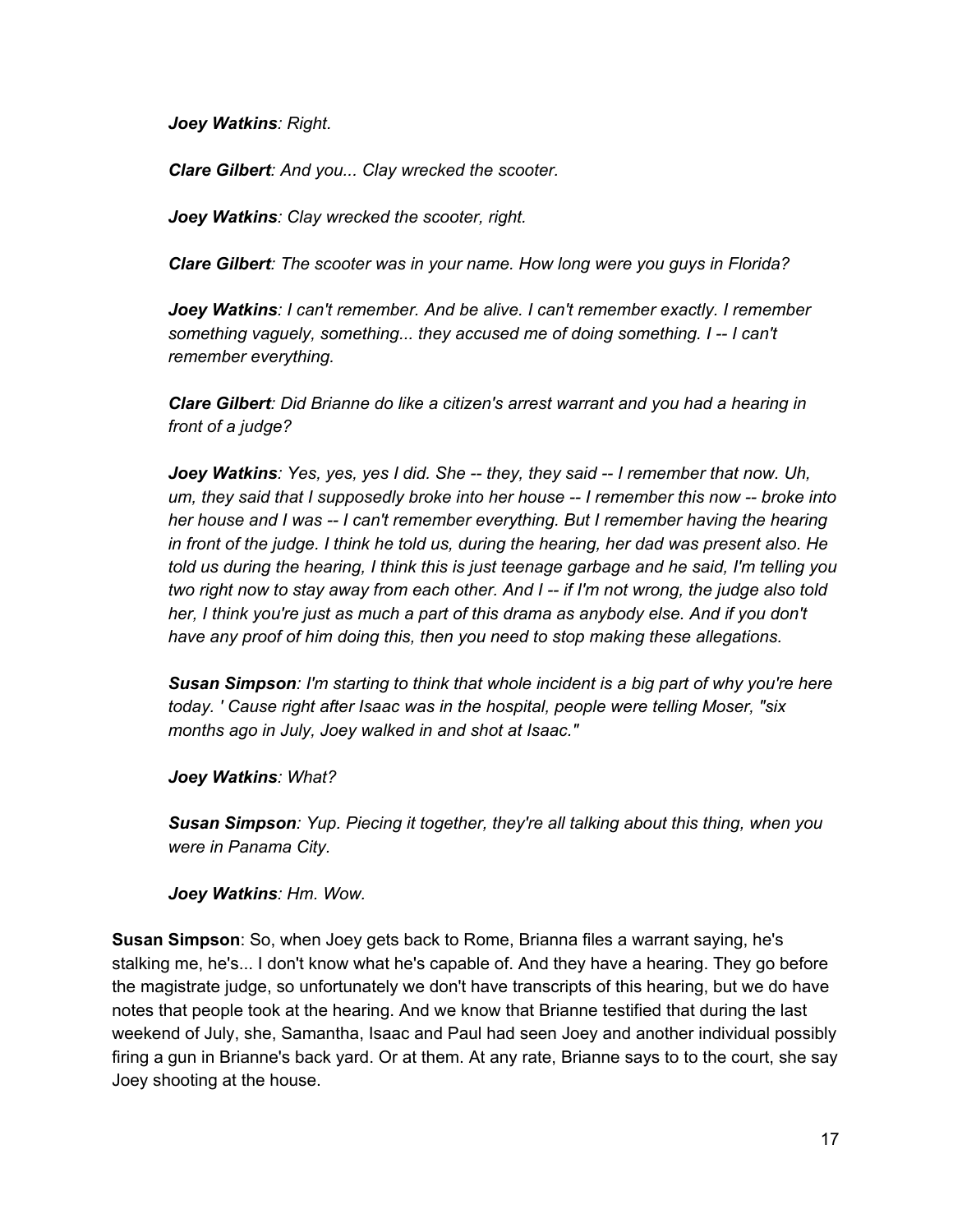***Joey Watkins**: Right.*

***Clare Gilbert**: And you... Clay wrecked the scooter.*

***Joey Watkins**: Clay wrecked the scooter, right.*

***Clare Gilbert**: The scooter was in your name. How long were you guys in Florida?*

***Joey Watkins**: I can't remember. And be alive. I can't remember exactly. I remember something vaguely, something... they accused me of doing something. I -- I can't remember everything.*

***Clare Gilbert**: Did Brianne do like a citizen's arrest warrant and you had a hearing in front of a judge?*

***Joey Watkins**: Yes, yes, yes I did. She -- they, they said -- I remember that now. Uh, um, they said that I supposedly broke into her house -- I remember this now -- broke into her house and I was -- I can't remember everything. But I remember having the hearing in front of the judge. I think he told us, during the hearing, her dad was present also. He told us during the hearing, I think this is just teenage garbage and he said, I'm telling you two right now to stay away from each other. And I -- if I'm not wrong, the judge also told her, I think you're just as much a part of this drama as anybody else. And if you don't have any proof of him doing this, then you need to stop making these allegations.*

***Susan Simpson**: I'm starting to think that whole incident is a big part of why you're here today. ' Cause right after Isaac was in the hospital, people were telling Moser, "six months ago in July, Joey walked in and shot at Isaac."*

***Joey Watkins**: What?*

***Susan Simpson**: Yup. Piecing it together, they're all talking about this thing, when you were in Panama City.*

***Joey Watkins**: Hm. Wow.*

**Susan Simpson**: So, when Joey gets back to Rome, Brianna files a warrant saying, he's stalking me, he's... I don't know what he's capable of. And they have a hearing. They go before the magistrate judge, so unfortunately we don't have transcripts of this hearing, but we do have notes that people took at the hearing. And we know that Brianne testified that during the last weekend of July, she, Samantha, Isaac and Paul had seen Joey and another individual possibly firing a gun in Brianne's back yard. Or at them. At any rate, Brianne says to to the court, she say Joey shooting at the house.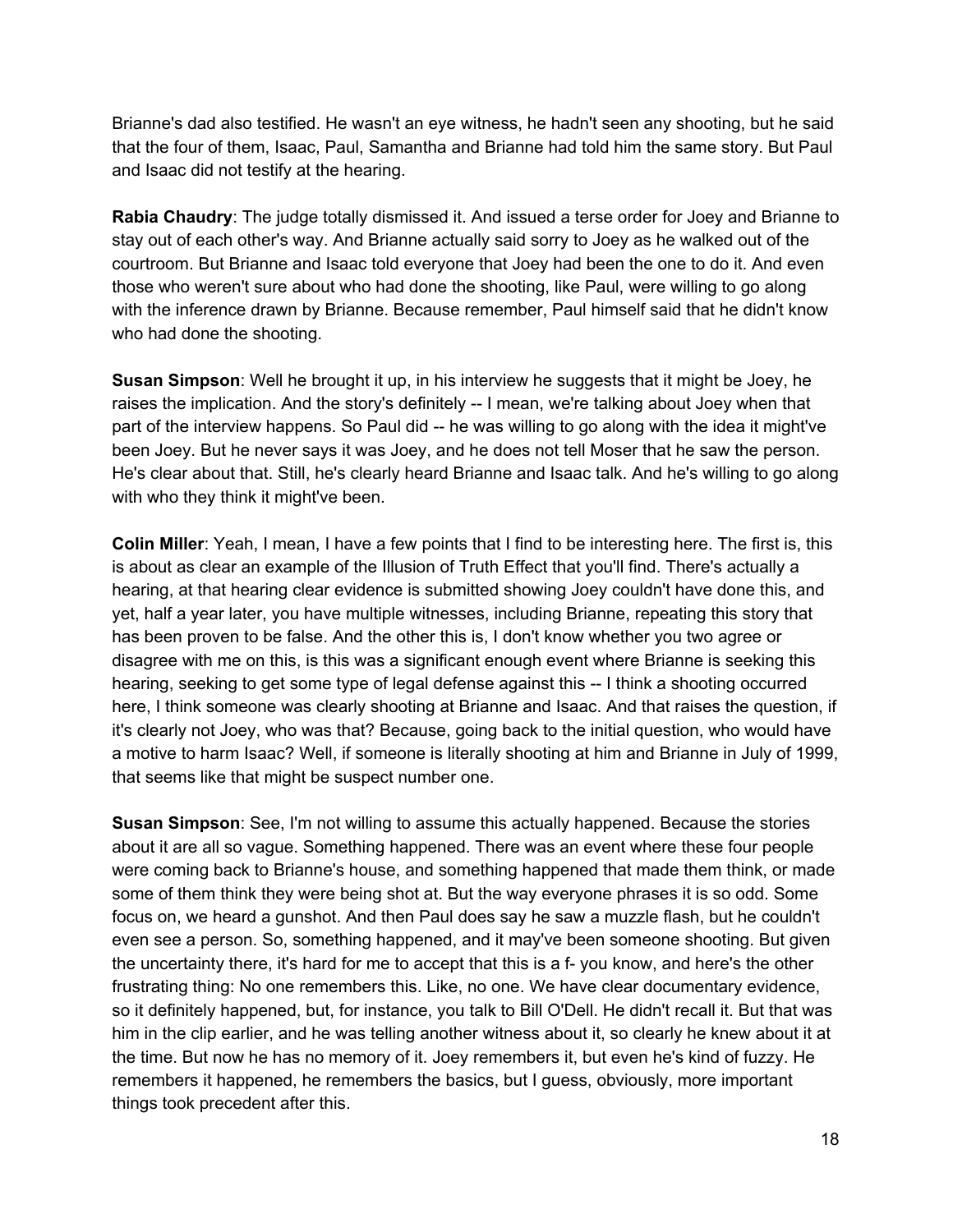Brianne's dad also testified. He wasn't an eye witness, he hadn't seen any shooting, but he said that the four of them, Isaac, Paul, Samantha and Brianne had told him the same story. But Paul and Isaac did not testify at the hearing.

**Rabia Chaudry**: The judge totally dismissed it. And issued a terse order for Joey and Brianne to stay out of each other's way. And Brianne actually said sorry to Joey as he walked out of the courtroom. But Brianne and Isaac told everyone that Joey had been the one to do it. And even those who weren't sure about who had done the shooting, like Paul, were willing to go along with the inference drawn by Brianne. Because remember, Paul himself said that he didn't know who had done the shooting.

**Susan Simpson**: Well he brought it up, in his interview he suggests that it might be Joey, he raises the implication. And the story's definitely -- I mean, we're talking about Joey when that part of the interview happens. So Paul did -- he was willing to go along with the idea it might've been Joey. But he never says it was Joey, and he does not tell Moser that he saw the person. He's clear about that. Still, he's clearly heard Brianne and Isaac talk. And he's willing to go along with who they think it might've been.

**Colin Miller**: Yeah, I mean, I have a few points that I find to be interesting here. The first is, this is about as clear an example of the Illusion of Truth Effect that you'll find. There's actually a hearing, at that hearing clear evidence is submitted showing Joey couldn't have done this, and yet, half a year later, you have multiple witnesses, including Brianne, repeating this story that has been proven to be false. And the other this is, I don't know whether you two agree or disagree with me on this, is this was a significant enough event where Brianne is seeking this hearing, seeking to get some type of legal defense against this -- I think a shooting occurred here, I think someone was clearly shooting at Brianne and Isaac. And that raises the question, if it's clearly not Joey, who was that? Because, going back to the initial question, who would have a motive to harm Isaac? Well, if someone is literally shooting at him and Brianne in July of 1999, that seems like that might be suspect number one.

**Susan Simpson**: See, I'm not willing to assume this actually happened. Because the stories about it are all so vague. Something happened. There was an event where these four people were coming back to Brianne's house, and something happened that made them think, or made some of them think they were being shot at. But the way everyone phrases it is so odd. Some focus on, we heard a gunshot. And then Paul does say he saw a muzzle flash, but he couldn't even see a person. So, something happened, and it may've been someone shooting. But given the uncertainty there, it's hard for me to accept that this is a f- you know, and here's the other frustrating thing: No one remembers this. Like, no one. We have clear documentary evidence, so it definitely happened, but, for instance, you talk to Bill O'Dell. He didn't recall it. But that was him in the clip earlier, and he was telling another witness about it, so clearly he knew about it at the time. But now he has no memory of it. Joey remembers it, but even he's kind of fuzzy. He remembers it happened, he remembers the basics, but I guess, obviously, more important things took precedent after this.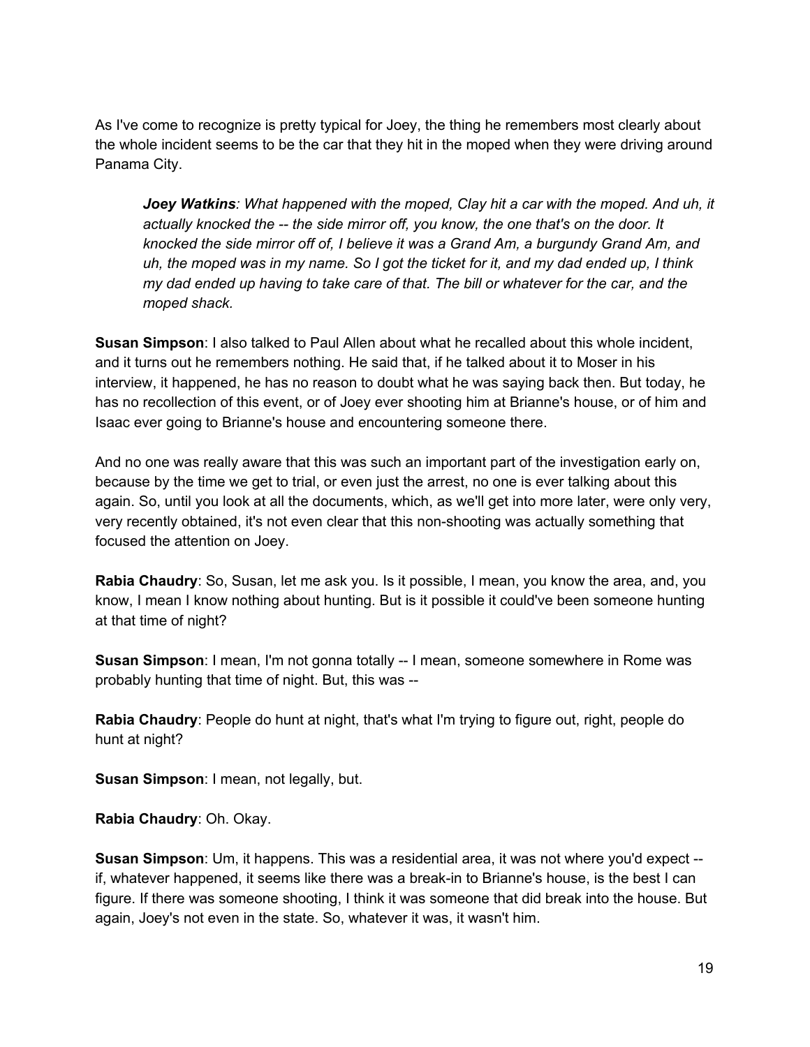As I've come to recognize is pretty typical for Joey, the thing he remembers most clearly about the whole incident seems to be the car that they hit in the moped when they were driving around Panama City.

> ***Joey Watkins****: What happened with the moped, Clay hit a car with the moped. And uh, it actually knocked the -- the side mirror off, you know, the one that's on the door. It knocked the side mirror off of, I believe it was a Grand Am, a burgundy Grand Am, and uh, the moped was in my name. So I got the ticket for it, and my dad ended up, I think my dad ended up having to take care of that. The bill or whatever for the car, and the moped shack.*

**Susan Simpson**: I also talked to Paul Allen about what he recalled about this whole incident, and it turns out he remembers nothing. He said that, if he talked about it to Moser in his interview, it happened, he has no reason to doubt what he was saying back then. But today, he has no recollection of this event, or of Joey ever shooting him at Brianne's house, or of him and Isaac ever going to Brianne's house and encountering someone there.

And no one was really aware that this was such an important part of the investigation early on, because by the time we get to trial, or even just the arrest, no one is ever talking about this again. So, until you look at all the documents, which, as we'll get into more later, were only very, very recently obtained, it's not even clear that this non-shooting was actually something that focused the attention on Joey.

**Rabia Chaudry**: So, Susan, let me ask you. Is it possible, I mean, you know the area, and, you know, I mean I know nothing about hunting. But is it possible it could've been someone hunting at that time of night?

**Susan Simpson**: I mean, I'm not gonna totally -- I mean, someone somewhere in Rome was probably hunting that time of night. But, this was --

**Rabia Chaudry**: People do hunt at night, that's what I'm trying to figure out, right, people do hunt at night?

**Susan Simpson**: I mean, not legally, but.

**Rabia Chaudry**: Oh. Okay.

**Susan Simpson**: Um, it happens. This was a residential area, it was not where you'd expect -- if, whatever happened, it seems like there was a break-in to Brianne's house, is the best I can figure. If there was someone shooting, I think it was someone that did break into the house. But again, Joey's not even in the state. So, whatever it was, it wasn't him.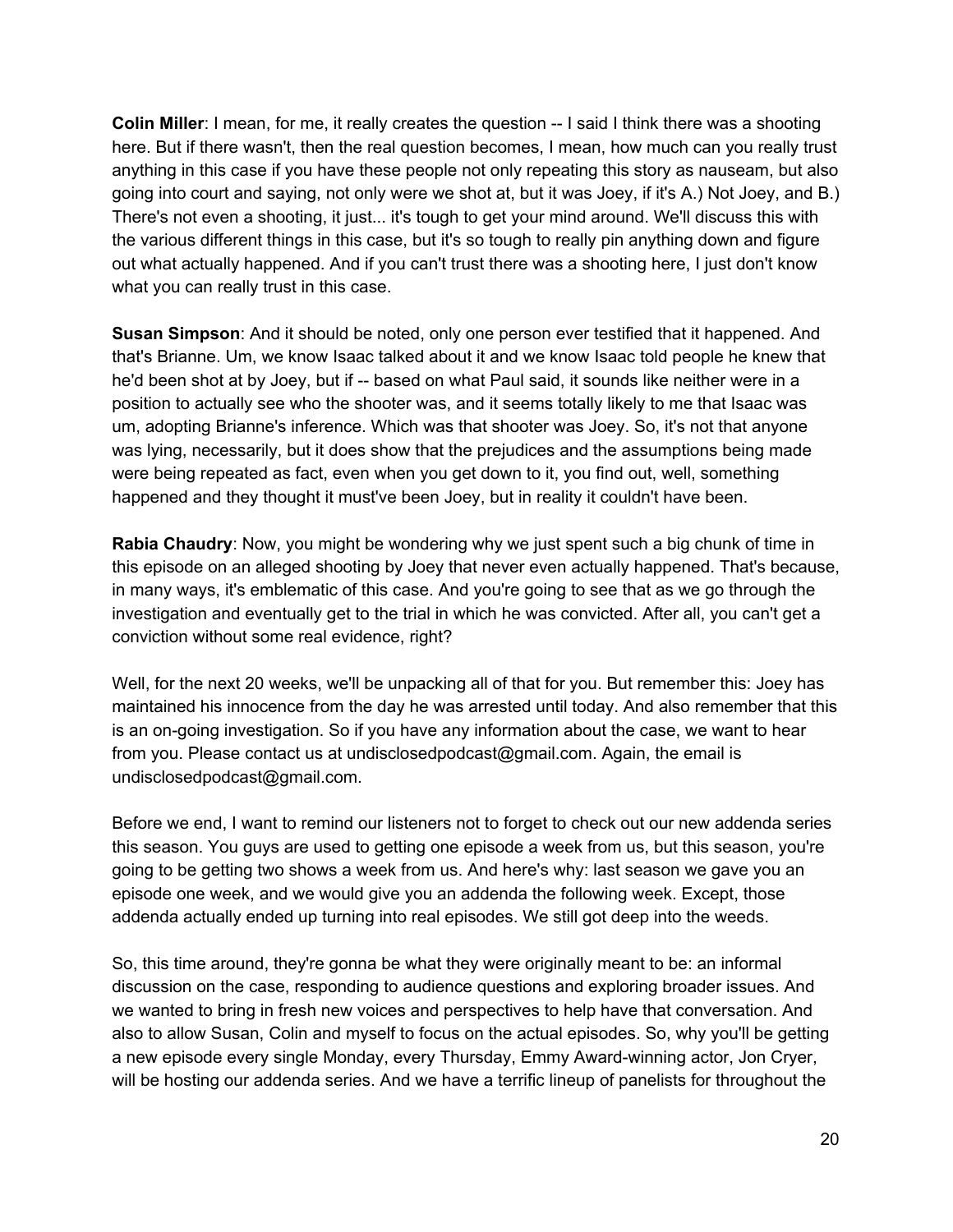**Colin Miller**: I mean, for me, it really creates the question -- I said I think there was a shooting here. But if there wasn't, then the real question becomes, I mean, how much can you really trust anything in this case if you have these people not only repeating this story as nauseam, but also going into court and saying, not only were we shot at, but it was Joey, if it's A.) Not Joey, and B.) There's not even a shooting, it just... it's tough to get your mind around. We'll discuss this with the various different things in this case, but it's so tough to really pin anything down and figure out what actually happened. And if you can't trust there was a shooting here, I just don't know what you can really trust in this case.

**Susan Simpson**: And it should be noted, only one person ever testified that it happened. And that's Brianne. Um, we know Isaac talked about it and we know Isaac told people he knew that he'd been shot at by Joey, but if -- based on what Paul said, it sounds like neither were in a position to actually see who the shooter was, and it seems totally likely to me that Isaac was um, adopting Brianne's inference. Which was that shooter was Joey. So, it's not that anyone was lying, necessarily, but it does show that the prejudices and the assumptions being made were being repeated as fact, even when you get down to it, you find out, well, something happened and they thought it must've been Joey, but in reality it couldn't have been.

**Rabia Chaudry**: Now, you might be wondering why we just spent such a big chunk of time in this episode on an alleged shooting by Joey that never even actually happened. That's because, in many ways, it's emblematic of this case. And you're going to see that as we go through the investigation and eventually get to the trial in which he was convicted. After all, you can't get a conviction without some real evidence, right?

Well, for the next 20 weeks, we'll be unpacking all of that for you. But remember this: Joey has maintained his innocence from the day he was arrested until today. And also remember that this is an on-going investigation. So if you have any information about the case, we want to hear from you. Please contact us at undisclosedpodcast@gmail.com. Again, the email is undisclosedpodcast@gmail.com.

Before we end, I want to remind our listeners not to forget to check out our new addenda series this season. You guys are used to getting one episode a week from us, but this season, you're going to be getting two shows a week from us. And here's why: last season we gave you an episode one week, and we would give you an addenda the following week. Except, those addenda actually ended up turning into real episodes. We still got deep into the weeds.

So, this time around, they're gonna be what they were originally meant to be: an informal discussion on the case, responding to audience questions and exploring broader issues. And we wanted to bring in fresh new voices and perspectives to help have that conversation. And also to allow Susan, Colin and myself to focus on the actual episodes. So, why you'll be getting a new episode every single Monday, every Thursday, Emmy Award-winning actor, Jon Cryer, will be hosting our addenda series. And we have a terrific lineup of panelists for throughout the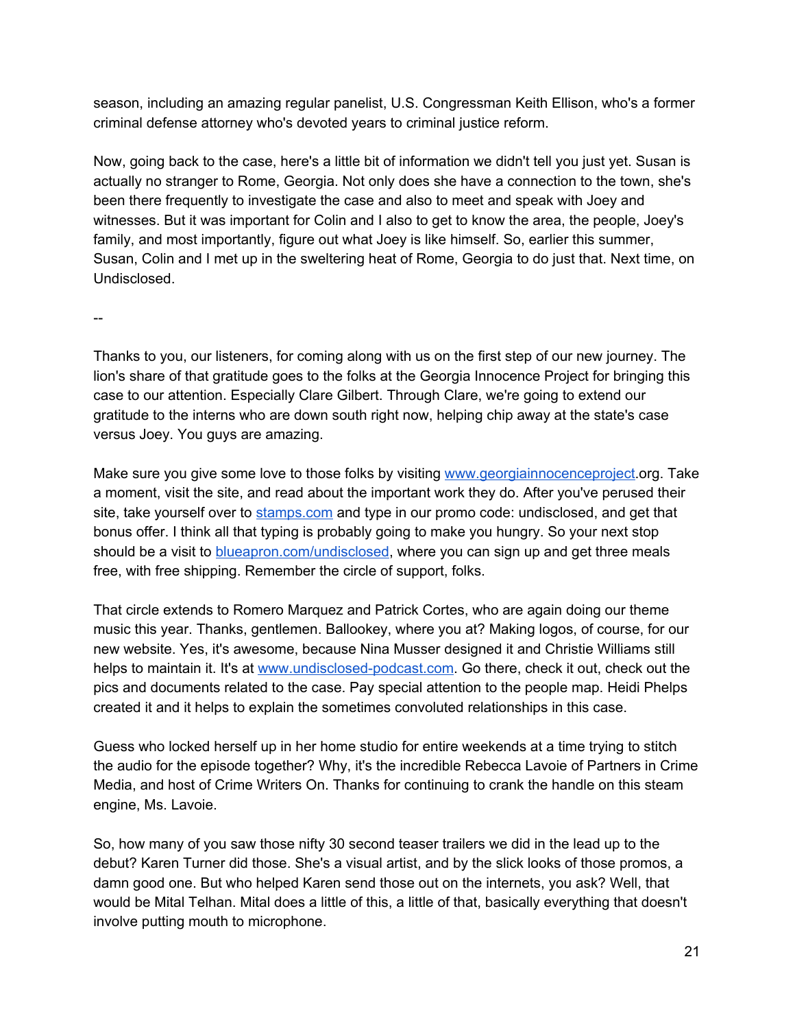season, including an amazing regular panelist, U.S. Congressman Keith Ellison, who's a former criminal defense attorney who's devoted years to criminal justice reform.

Now, going back to the case, here's a little bit of information we didn't tell you just yet. Susan is actually no stranger to Rome, Georgia. Not only does she have a connection to the town, she's been there frequently to investigate the case and also to meet and speak with Joey and witnesses. But it was important for Colin and I also to get to know the area, the people, Joey's family, and most importantly, figure out what Joey is like himself. So, earlier this summer, Susan, Colin and I met up in the sweltering heat of Rome, Georgia to do just that. Next time, on Undisclosed.

--

Thanks to you, our listeners, for coming along with us on the first step of our new journey. The lion's share of that gratitude goes to the folks at the Georgia Innocence Project for bringing this case to our attention. Especially Clare Gilbert. Through Clare, we're going to extend our gratitude to the interns who are down south right now, helping chip away at the state's case versus Joey. You guys are amazing.

Make sure you give some love to those folks by visiting [www.georgiainnocenceproject](http://www.georgiainnocenceproject.org).org. Take a moment, visit the site, and read about the important work they do. After you've perused their site, take yourself over to [stamps.com](http://stamps.com) and type in our promo code: undisclosed, and get that bonus offer. I think all that typing is probably going to make you hungry. So your next stop should be a visit to [blueapron.com/undisclosed](http://blueapron.com/undisclosed), where you can sign up and get three meals free, with free shipping. Remember the circle of support, folks.

That circle extends to Romero Marquez and Patrick Cortes, who are again doing our theme music this year. Thanks, gentlemen. Ballookey, where you at? Making logos, of course, for our new website. Yes, it's awesome, because Nina Musser designed it and Christie Williams still helps to maintain it. It's at [www.undisclosed-podcast.com](http://www.undisclosed-podcast.com). Go there, check it out, check out the pics and documents related to the case. Pay special attention to the people map. Heidi Phelps created it and it helps to explain the sometimes convoluted relationships in this case.

Guess who locked herself up in her home studio for entire weekends at a time trying to stitch the audio for the episode together? Why, it's the incredible Rebecca Lavoie of Partners in Crime Media, and host of Crime Writers On. Thanks for continuing to crank the handle on this steam engine, Ms. Lavoie.

So, how many of you saw those nifty 30 second teaser trailers we did in the lead up to the debut? Karen Turner did those. She's a visual artist, and by the slick looks of those promos, a damn good one. But who helped Karen send those out on the internets, you ask? Well, that would be Mital Telhan. Mital does a little of this, a little of that, basically everything that doesn't involve putting mouth to microphone.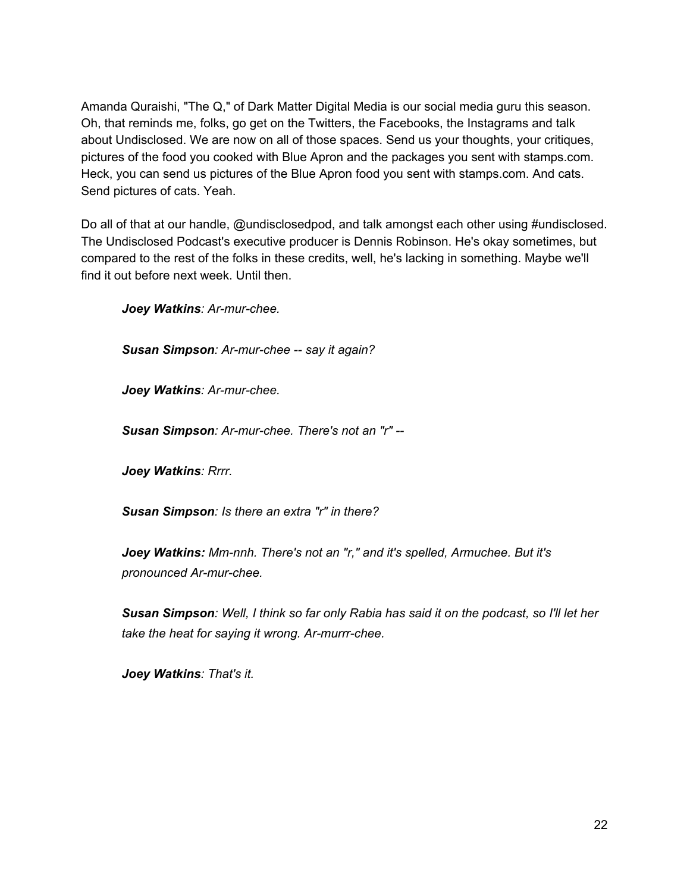Amanda Quraishi, "The Q," of Dark Matter Digital Media is our social media guru this season. Oh, that reminds me, folks, go get on the Twitters, the Facebooks, the Instagrams and talk about Undisclosed. We are now on all of those spaces. Send us your thoughts, your critiques, pictures of the food you cooked with Blue Apron and the packages you sent with stamps.com. Heck, you can send us pictures of the Blue Apron food you sent with stamps.com. And cats. Send pictures of cats. Yeah.

Do all of that at our handle, @undisclosedpod, and talk amongst each other using #undisclosed. The Undisclosed Podcast's executive producer is Dennis Robinson. He's okay sometimes, but compared to the rest of the folks in these credits, well, he's lacking in something. Maybe we'll find it out before next week. Until then.

> ***Joey Watkins****: Ar-mur-chee.*
>
> ***Susan Simpson****: Ar-mur-chee -- say it again?*
>
> ***Joey Watkins****: Ar-mur-chee.*
>
> ***Susan Simpson****: Ar-mur-chee. There's not an "r" --*
>
> ***Joey Watkins****: Rrrr.*
>
> ***Susan Simpson****: Is there an extra "r" in there?*
>
> ***Joey Watkins:*** *Mm-nnh. There's not an "r," and it's spelled, Armuchee. But it's pronounced Ar-mur-chee.*
>
> ***Susan Simpson****: Well, I think so far only Rabia has said it on the podcast, so I'll let her take the heat for saying it wrong. Ar-murrr-chee.*
>
> ***Joey Watkins****: That's it.*